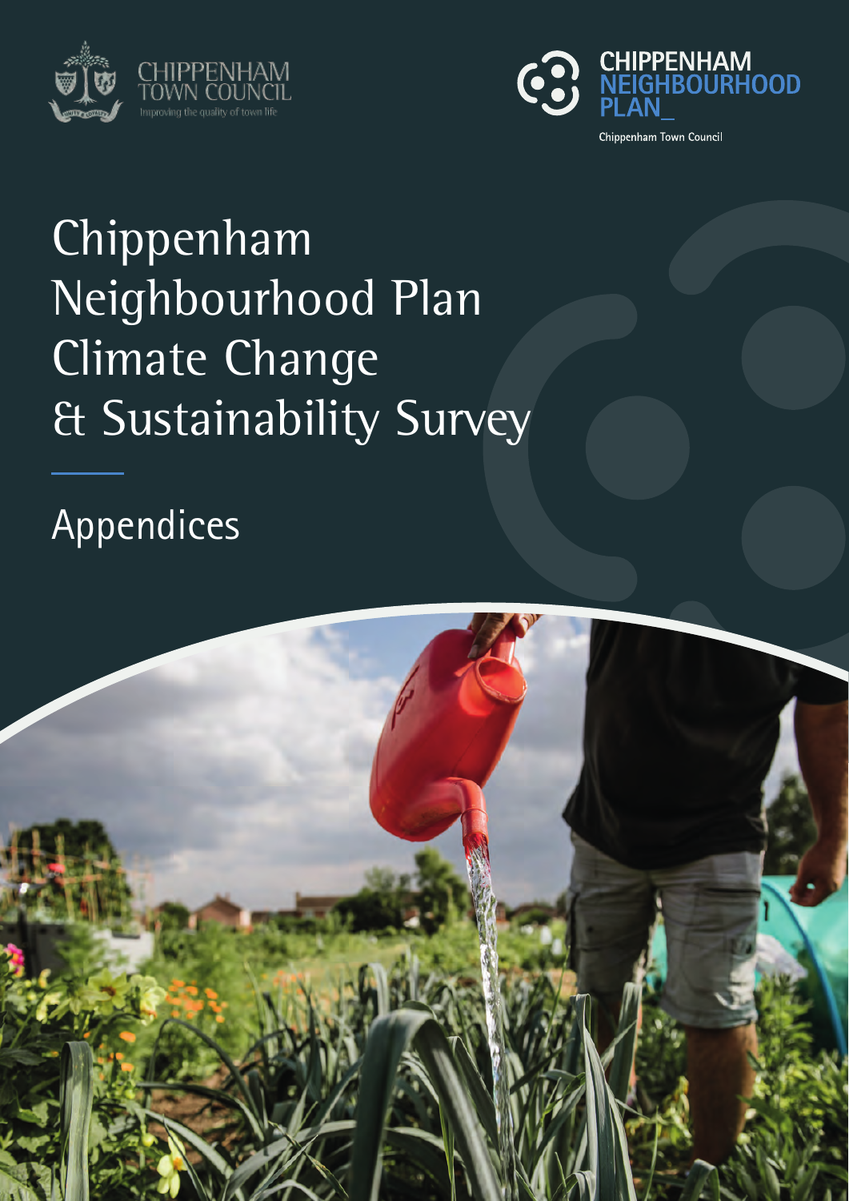CHIPPENHAM TOWN COUNCIL

Improving the quality of town life

CHIPPENHAM NEIGHBOURHOOD PLAN_

Chippenham Town Council

# Chippenham Neighbourhood Plan Climate Change & Sustainability Survey

## Appendices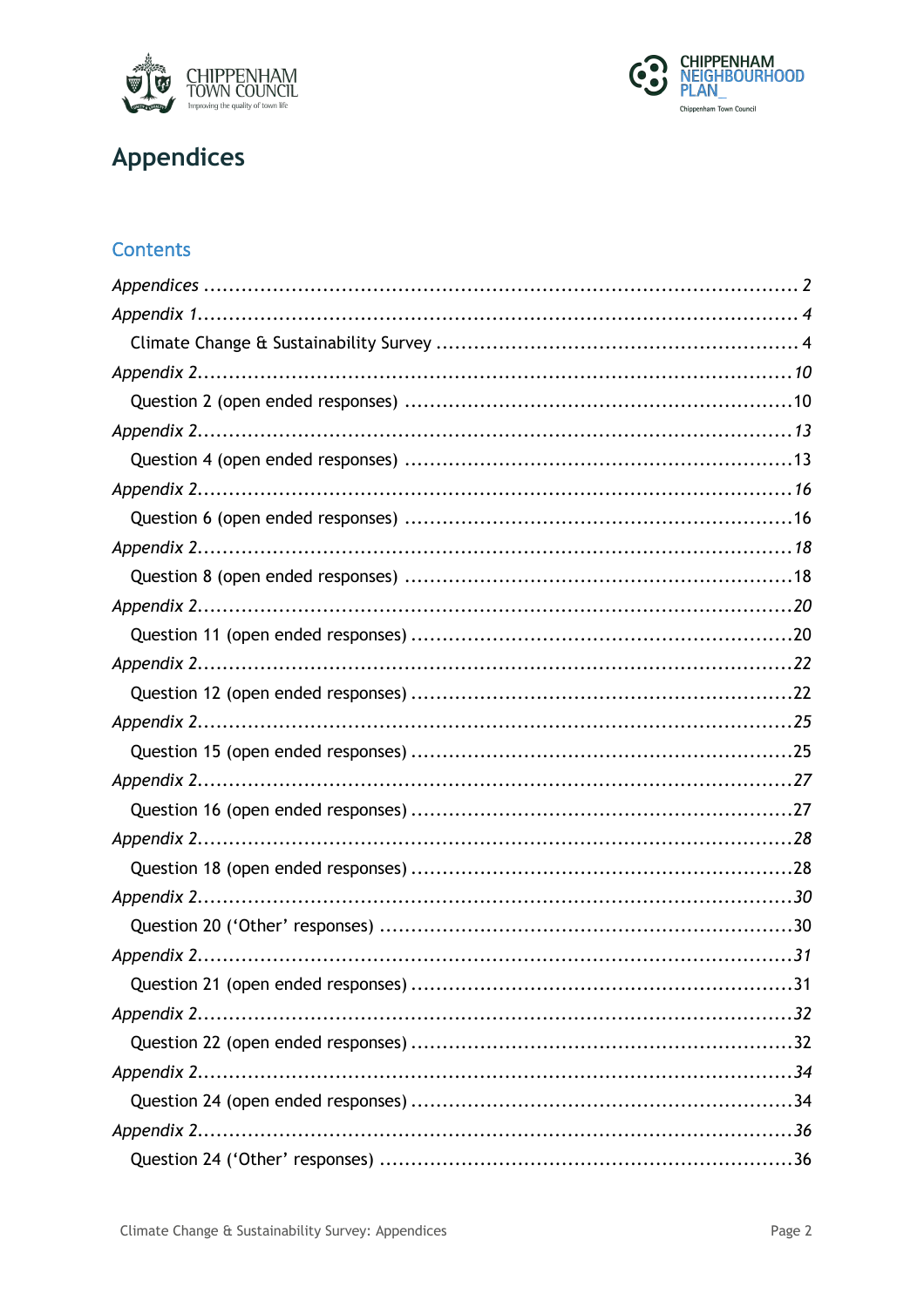# Appendices

## Contents

*Appendices* ............................................................................................ *2*

*Appendix 1*............................................................................................. *4*

  Climate Change & Sustainability Survey ........................................................ 4

*Appendix 2*............................................................................................ *10*

  Question 2 (open ended responses) ............................................................10

*Appendix 2*............................................................................................ *13*

  Question 4 (open ended responses) ............................................................13

*Appendix 2*............................................................................................ *16*

  Question 6 (open ended responses) ............................................................16

*Appendix 2*............................................................................................ *18*

  Question 8 (open ended responses) ............................................................18

*Appendix 2*............................................................................................ *20*

  Question 11 (open ended responses) ..........................................................20

*Appendix 2*............................................................................................ *22*

  Question 12 (open ended responses) ..........................................................22

*Appendix 2*............................................................................................ *25*

  Question 15 (open ended responses) ..........................................................25

*Appendix 2*............................................................................................ *27*

  Question 16 (open ended responses) ..........................................................27

*Appendix 2*............................................................................................ *28*

  Question 18 (open ended responses) ..........................................................28

*Appendix 2*............................................................................................ *30*

  Question 20 ('Other' responses) ................................................................30

*Appendix 2*............................................................................................ *31*

  Question 21 (open ended responses) ..........................................................31

*Appendix 2*............................................................................................ *32*

  Question 22 (open ended responses) ..........................................................32

*Appendix 2*............................................................................................ *34*

  Question 24 (open ended responses) ..........................................................34

*Appendix 2*............................................................................................ *36*

  Question 24 ('Other' responses) ................................................................36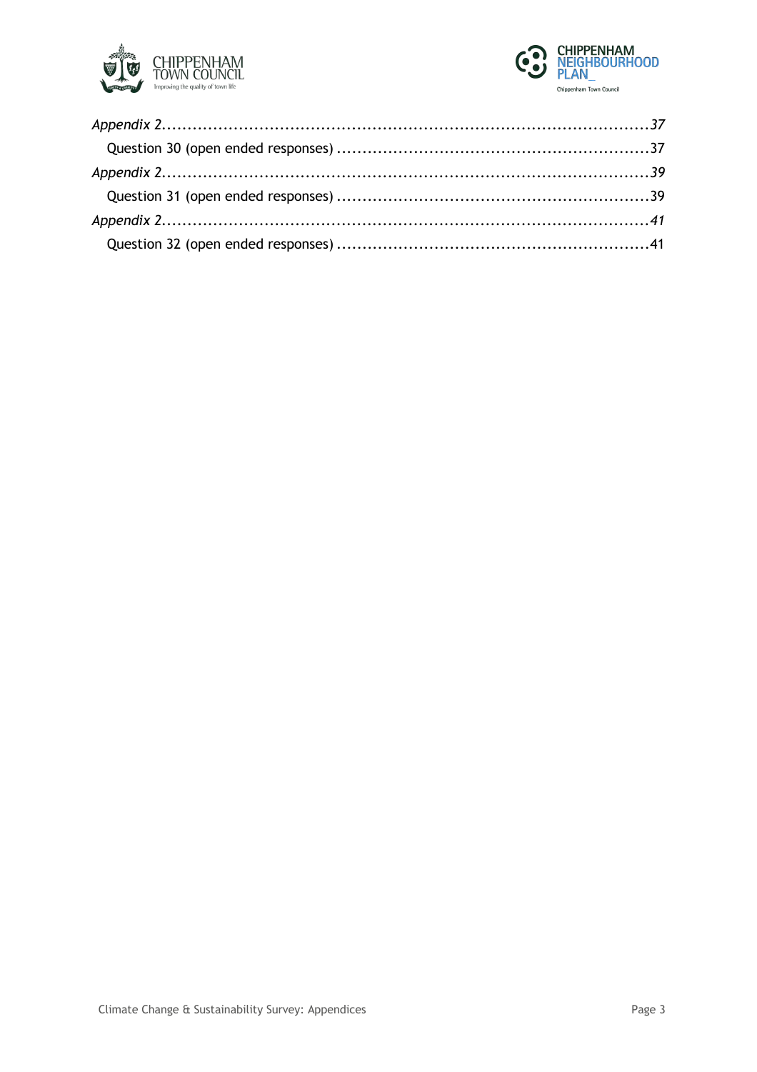*Appendix 2*.........................................................................................*37*

Question 30 (open ended responses) ..........................................................37

*Appendix 2*.........................................................................................*39*

Question 31 (open ended responses) ..........................................................39

*Appendix 2*.........................................................................................*41*

Question 32 (open ended responses) ..........................................................41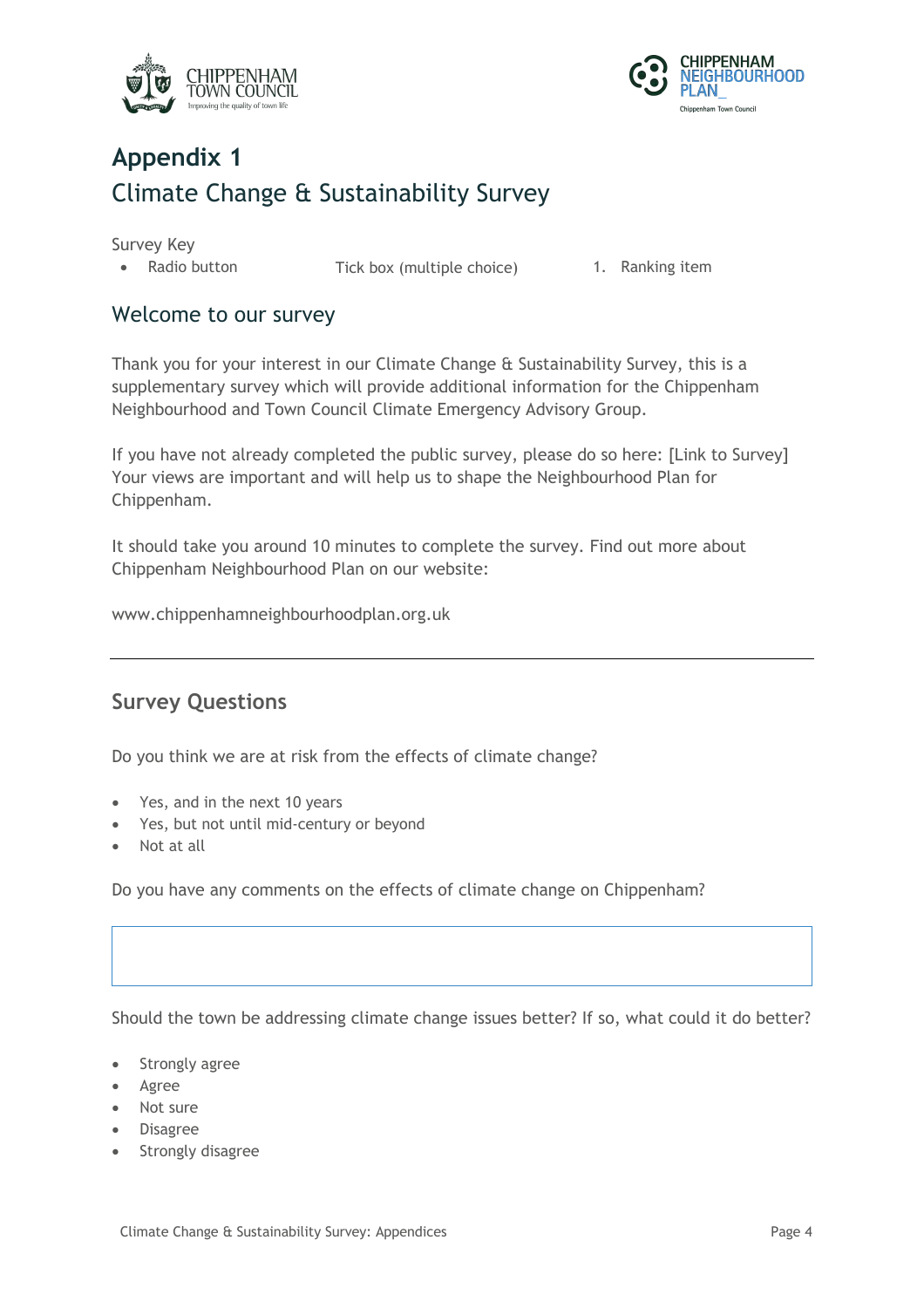# Appendix 1

## Climate Change & Sustainability Survey

Survey Key

- Radio button  Tick box (multiple choice)  1. Ranking item

## Welcome to our survey

Thank you for your interest in our Climate Change & Sustainability Survey, this is a supplementary survey which will provide additional information for the Chippenham Neighbourhood and Town Council Climate Emergency Advisory Group.

If you have not already completed the public survey, please do so here: [Link to Survey] Your views are important and will help us to shape the Neighbourhood Plan for Chippenham.

It should take you around 10 minutes to complete the survey. Find out more about Chippenham Neighbourhood Plan on our website:

www.chippenhamneighbourhoodplan.org.uk

---

## Survey Questions

Do you think we are at risk from the effects of climate change?

- Yes, and in the next 10 years
- Yes, but not until mid-century or beyond
- Not at all

Do you have any comments on the effects of climate change on Chippenham?

Should the town be addressing climate change issues better? If so, what could it do better?

- Strongly agree
- Agree
- Not sure
- Disagree
- Strongly disagree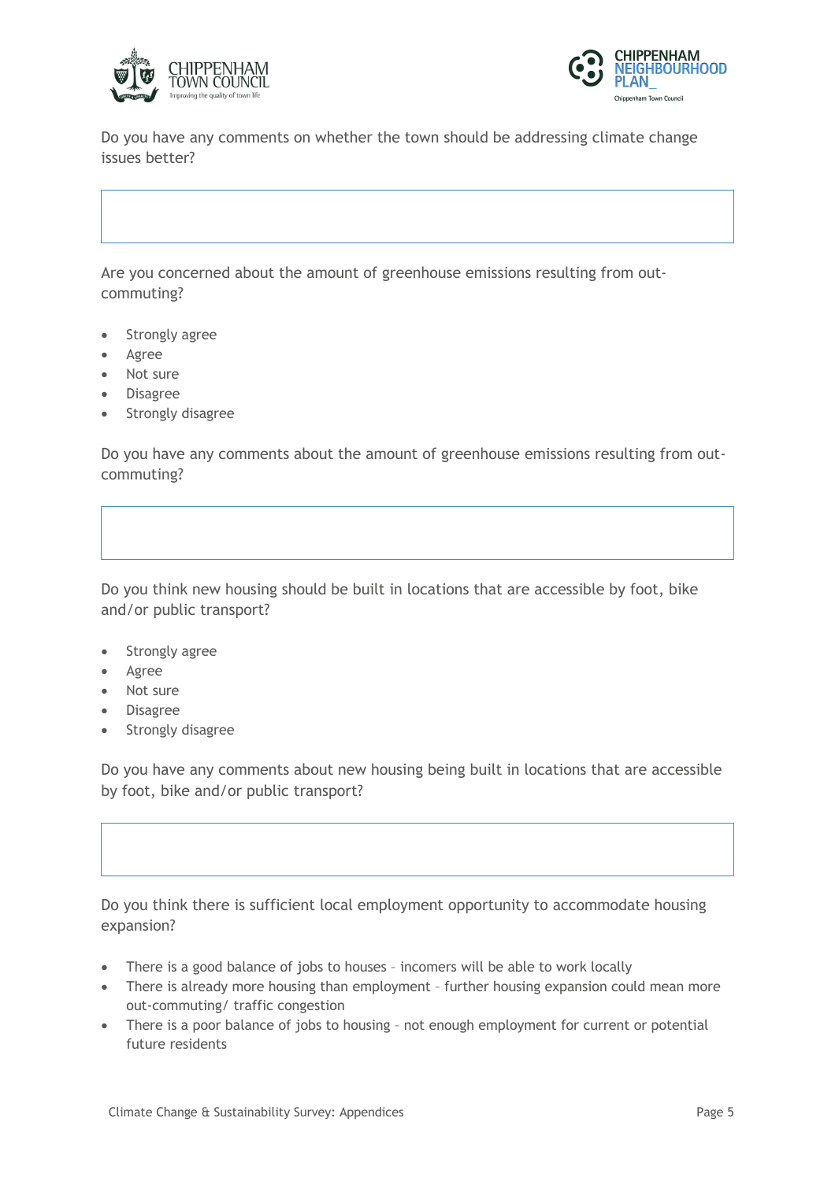Do you have any comments on whether the town should be addressing climate change issues better?

Are you concerned about the amount of greenhouse emissions resulting from out-commuting?

- Strongly agree
- Agree
- Not sure
- Disagree
- Strongly disagree

Do you have any comments about the amount of greenhouse emissions resulting from out-commuting?

Do you think new housing should be built in locations that are accessible by foot, bike and/or public transport?

- Strongly agree
- Agree
- Not sure
- Disagree
- Strongly disagree

Do you have any comments about new housing being built in locations that are accessible by foot, bike and/or public transport?

Do you think there is sufficient local employment opportunity to accommodate housing expansion?

- There is a good balance of jobs to houses – incomers will be able to work locally
- There is already more housing than employment – further housing expansion could mean more out-commuting/ traffic congestion
- There is a poor balance of jobs to housing – not enough employment for current or potential future residents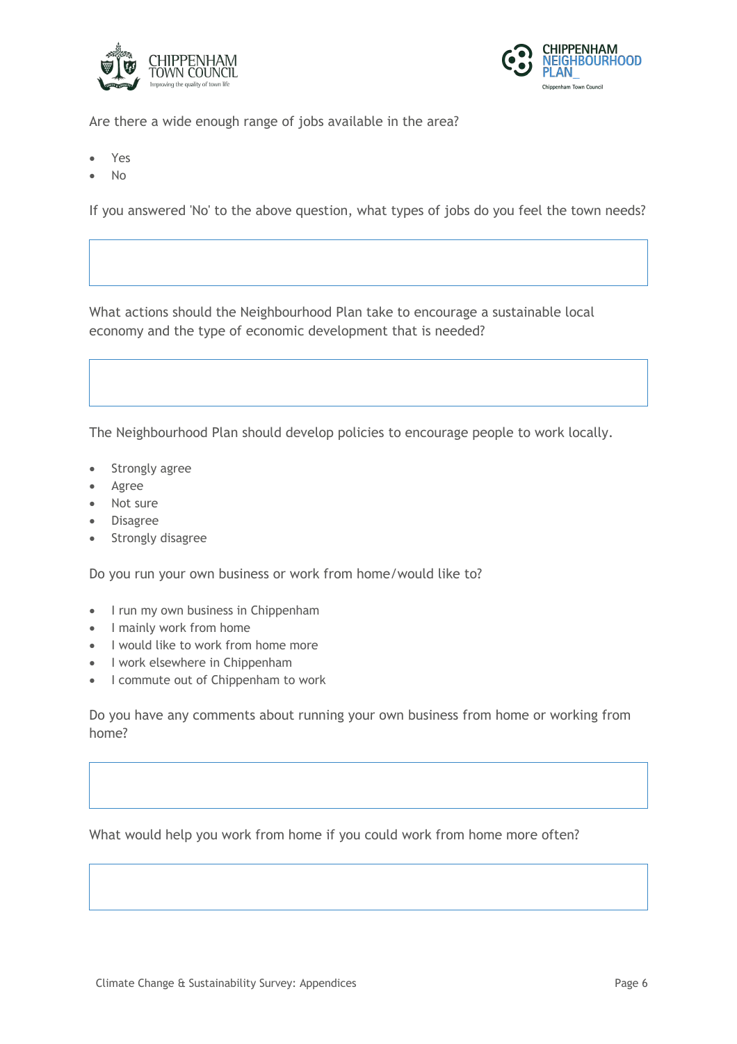Are there a wide enough range of jobs available in the area?

- Yes
- No

If you answered 'No' to the above question, what types of jobs do you feel the town needs?

What actions should the Neighbourhood Plan take to encourage a sustainable local economy and the type of economic development that is needed?

The Neighbourhood Plan should develop policies to encourage people to work locally.

- Strongly agree
- Agree
- Not sure
- Disagree
- Strongly disagree

Do you run your own business or work from home/would like to?

- I run my own business in Chippenham
- I mainly work from home
- I would like to work from home more
- I work elsewhere in Chippenham
- I commute out of Chippenham to work

Do you have any comments about running your own business from home or working from home?

What would help you work from home if you could work from home more often?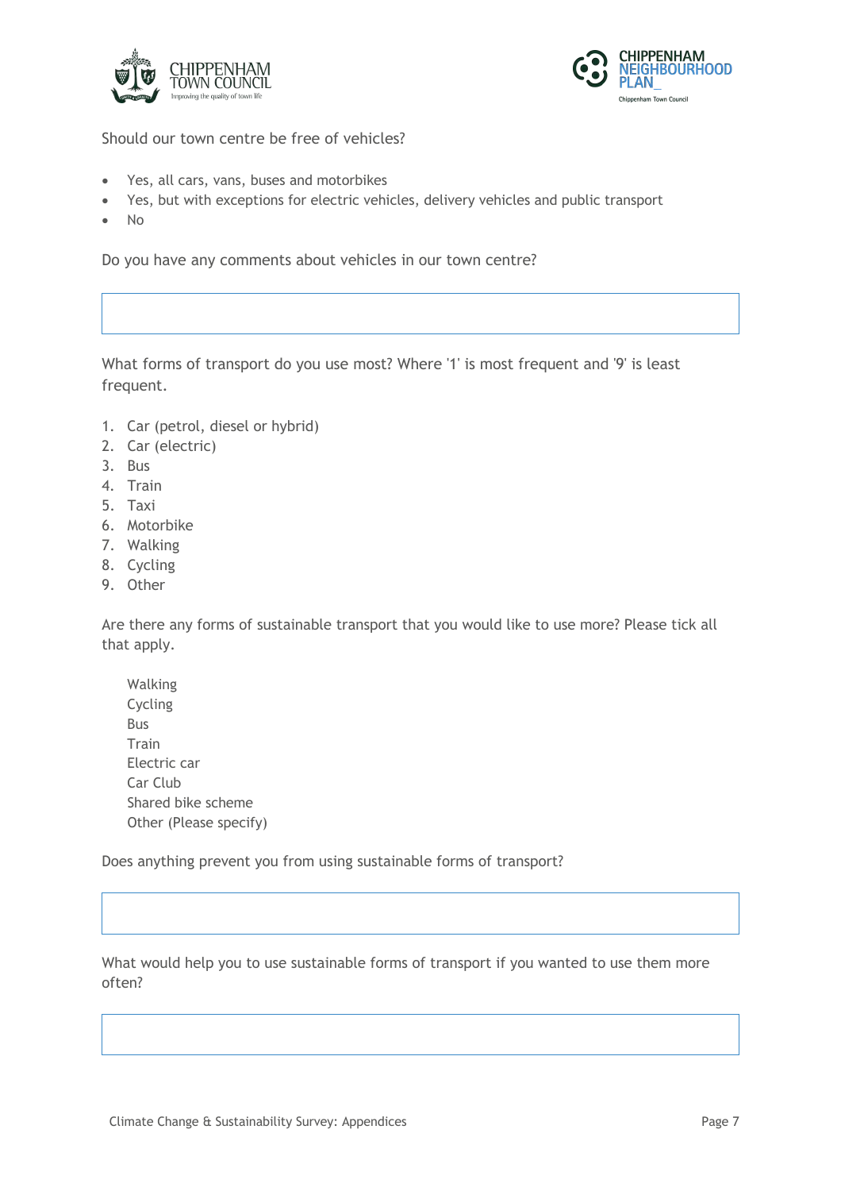Should our town centre be free of vehicles?

- Yes, all cars, vans, buses and motorbikes
- Yes, but with exceptions for electric vehicles, delivery vehicles and public transport
- No

Do you have any comments about vehicles in our town centre?

What forms of transport do you use most? Where '1' is most frequent and '9' is least frequent.

1. Car (petrol, diesel or hybrid)
2. Car (electric)
3. Bus
4. Train
5. Taxi
6. Motorbike
7. Walking
8. Cycling
9. Other

Are there any forms of sustainable transport that you would like to use more? Please tick all that apply.

Walking
Cycling
Bus
Train
Electric car
Car Club
Shared bike scheme
Other (Please specify)

Does anything prevent you from using sustainable forms of transport?

What would help you to use sustainable forms of transport if you wanted to use them more often?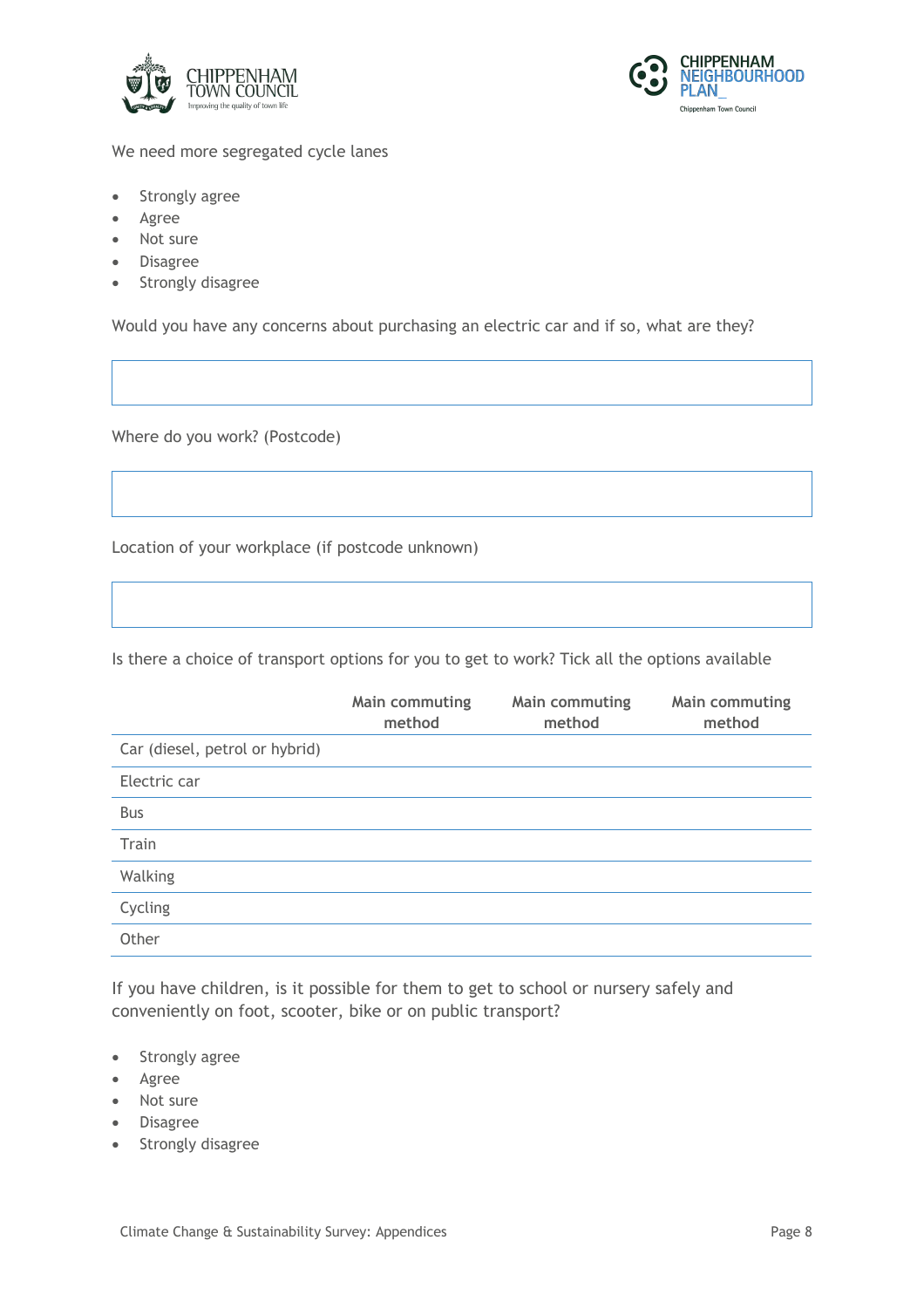We need more segregated cycle lanes

- Strongly agree
- Agree
- Not sure
- Disagree
- Strongly disagree

Would you have any concerns about purchasing an electric car and if so, what are they?

Where do you work? (Postcode)

Location of your workplace (if postcode unknown)

Is there a choice of transport options for you to get to work? Tick all the options available

| | Main commuting method | Main commuting method | Main commuting method |
|---|---|---|---|
| Car (diesel, petrol or hybrid) | | | |
| Electric car | | | |
| Bus | | | |
| Train | | | |
| Walking | | | |
| Cycling | | | |
| Other | | | |

If you have children, is it possible for them to get to school or nursery safely and conveniently on foot, scooter, bike or on public transport?

- Strongly agree
- Agree
- Not sure
- Disagree
- Strongly disagree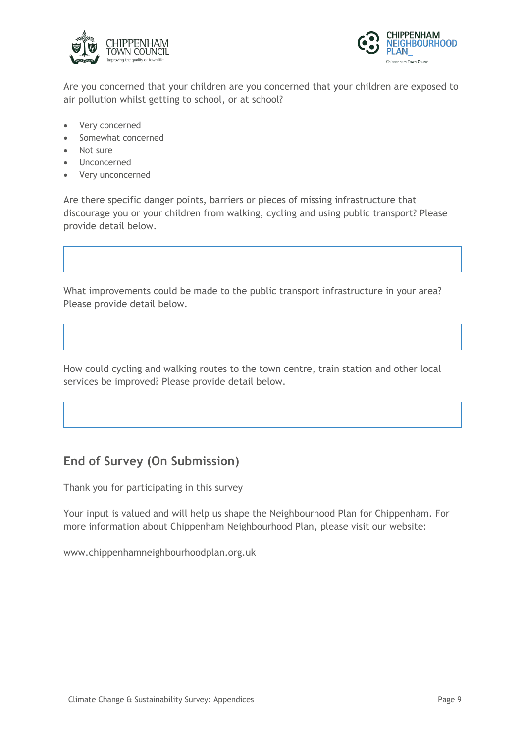Are you concerned that your children are you concerned that your children are exposed to air pollution whilst getting to school, or at school?

- Very concerned
- Somewhat concerned
- Not sure
- Unconcerned
- Very unconcerned

Are there specific danger points, barriers or pieces of missing infrastructure that discourage you or your children from walking, cycling and using public transport? Please provide detail below.

What improvements could be made to the public transport infrastructure in your area? Please provide detail below.

How could cycling and walking routes to the town centre, train station and other local services be improved? Please provide detail below.

## End of Survey (On Submission)

Thank you for participating in this survey

Your input is valued and will help us shape the Neighbourhood Plan for Chippenham. For more information about Chippenham Neighbourhood Plan, please visit our website:

www.chippenhamneighbourhoodplan.org.uk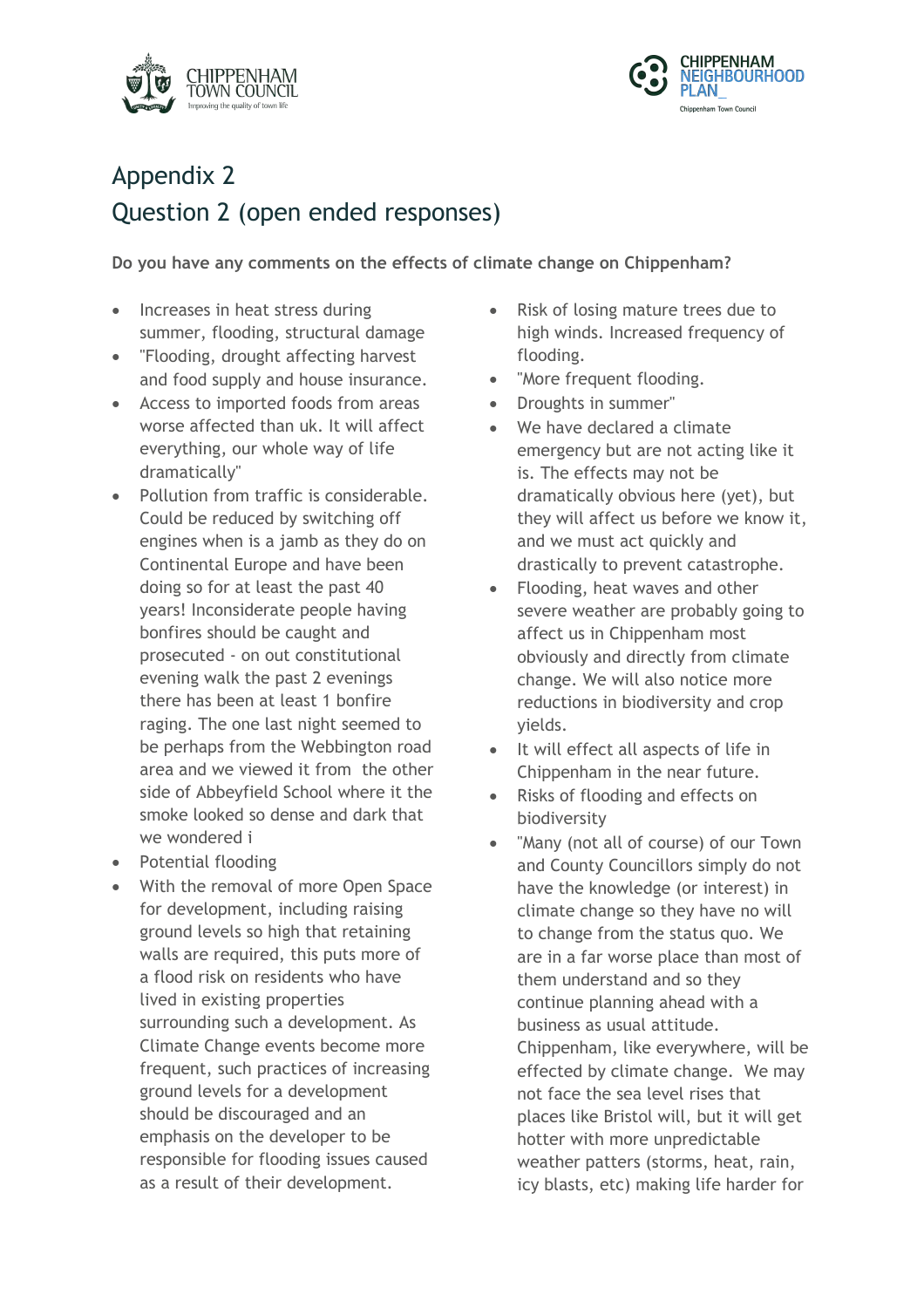# Appendix 2

## Question 2 (open ended responses)

**Do you have any comments on the effects of climate change on Chippenham?**

- Increases in heat stress during summer, flooding, structural damage
- "Flooding, drought affecting harvest and food supply and house insurance.
- Access to imported foods from areas worse affected than uk. It will affect everything, our whole way of life dramatically"
- Pollution from traffic is considerable. Could be reduced by switching off engines when is a jam as they do on Continental Europe and have been doing so for at least the past 40 years! Inconsiderate people having bonfires should be caught and prosecuted - on out constitutional evening walk the past 2 evenings there has been at least 1 bonfire raging. The one last night seemed to be perhaps from the Webbington road area and we viewed it from the other side of Abbeyfield School where it the smoke looked so dense and dark that we wondered i
- Potential flooding
- With the removal of more Open Space for development, including raising ground levels so high that retaining walls are required, this puts more of a flood risk on residents who have lived in existing properties surrounding such a development. As Climate Change events become more frequent, such practices of increasing ground levels for a development should be discouraged and an emphasis on the developer to be responsible for flooding issues caused as a result of their development.
- Risk of losing mature trees due to high winds. Increased frequency of flooding.
- "More frequent flooding.
- Droughts in summer"
- We have declared a climate emergency but are not acting like it is. The effects may not be dramatically obvious here (yet), but they will affect us before we know it, and we must act quickly and drastically to prevent catastrophe.
- Flooding, heat waves and other severe weather are probably going to affect us in Chippenham most obviously and directly from climate change. We will also notice more reductions in biodiversity and crop yields.
- It will effect all aspects of life in Chippenham in the near future.
- Risks of flooding and effects on biodiversity
- "Many (not all of course) of our Town and County Councillors simply do not have the knowledge (or interest) in climate change so they have no will to change from the status quo. We are in a far worse place than most of them understand and so they continue planning ahead with a business as usual attitude. Chippenham, like everywhere, will be effected by climate change. We may not face the sea level rises that places like Bristol will, but it will get hotter with more unpredictable weather patters (storms, heat, rain, icy blasts, etc) making life harder for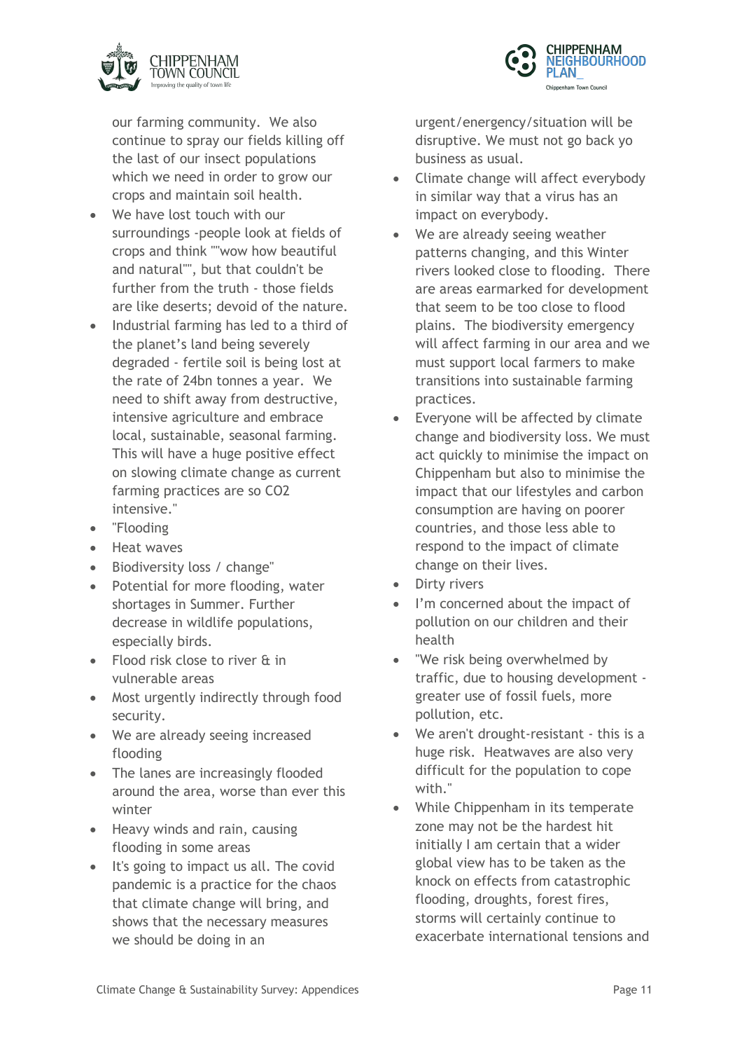our farming community. We also continue to spray our fields killing off the last of our insect populations which we need in order to grow our crops and maintain soil health.

- We have lost touch with our surroundings -people look at fields of crops and think ""wow how beautiful and natural"", but that couldn't be further from the truth - those fields are like deserts; devoid of the nature.
- Industrial farming has led to a third of the planet's land being severely degraded - fertile soil is being lost at the rate of 24bn tonnes a year. We need to shift away from destructive, intensive agriculture and embrace local, sustainable, seasonal farming. This will have a huge positive effect on slowing climate change as current farming practices are so CO2 intensive."
- "Flooding
- Heat waves
- Biodiversity loss / change"
- Potential for more flooding, water shortages in Summer. Further decrease in wildlife populations, especially birds.
- Flood risk close to river & in vulnerable areas
- Most urgently indirectly through food security.
- We are already seeing increased flooding
- The lanes are increasingly flooded around the area, worse than ever this winter
- Heavy winds and rain, causing flooding in some areas
- It's going to impact us all. The covid pandemic is a practice for the chaos that climate change will bring, and shows that the necessary measures we should be doing in an urgent/energency/situation will be disruptive. We must not go back yo business as usual.
- Climate change will affect everybody in similar way that a virus has an impact on everybody.
- We are already seeing weather patterns changing, and this Winter rivers looked close to flooding. There are areas earmarked for development that seem to be too close to flood plains. The biodiversity emergency will affect farming in our area and we must support local farmers to make transitions into sustainable farming practices.
- Everyone will be affected by climate change and biodiversity loss. We must act quickly to minimise the impact on Chippenham but also to minimise the impact that our lifestyles and carbon consumption are having on poorer countries, and those less able to respond to the impact of climate change on their lives.
- Dirty rivers
- I'm concerned about the impact of pollution on our children and their health
- "We risk being overwhelmed by traffic, due to housing development - greater use of fossil fuels, more pollution, etc.
- We aren't drought-resistant - this is a huge risk. Heatwaves are also very difficult for the population to cope with."
- While Chippenham in its temperate zone may not be the hardest hit initially I am certain that a wider global view has to be taken as the knock on effects from catastrophic flooding, droughts, forest fires, storms will certainly continue to exacerbate international tensions and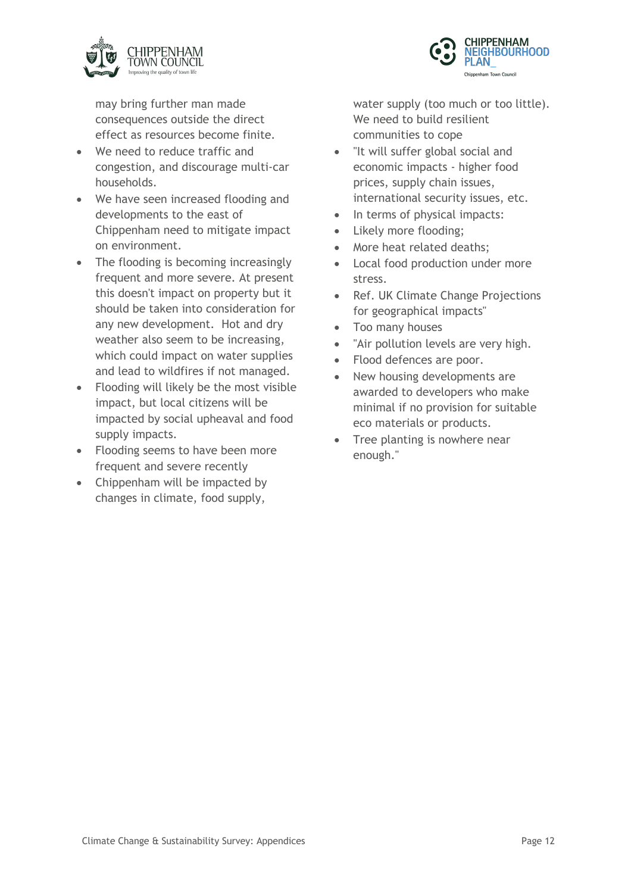may bring further man made consequences outside the direct effect as resources become finite.

- We need to reduce traffic and congestion, and discourage multi-car households.
- We have seen increased flooding and developments to the east of Chippenham need to mitigate impact on environment.
- The flooding is becoming increasingly frequent and more severe. At present this doesn't impact on property but it should be taken into consideration for any new development. Hot and dry weather also seem to be increasing, which could impact on water supplies and lead to wildfires if not managed.
- Flooding will likely be the most visible impact, but local citizens will be impacted by social upheaval and food supply impacts.
- Flooding seems to have been more frequent and severe recently
- Chippenham will be impacted by changes in climate, food supply, water supply (too much or too little). We need to build resilient communities to cope
- "It will suffer global social and economic impacts - higher food prices, supply chain issues, international security issues, etc.
- In terms of physical impacts:
- Likely more flooding;
- More heat related deaths;
- Local food production under more stress.
- Ref. UK Climate Change Projections for geographical impacts"
- Too many houses
- "Air pollution levels are very high.
- Flood defences are poor.
- New housing developments are awarded to developers who make minimal if no provision for suitable eco materials or products.
- Tree planting is nowhere near enough."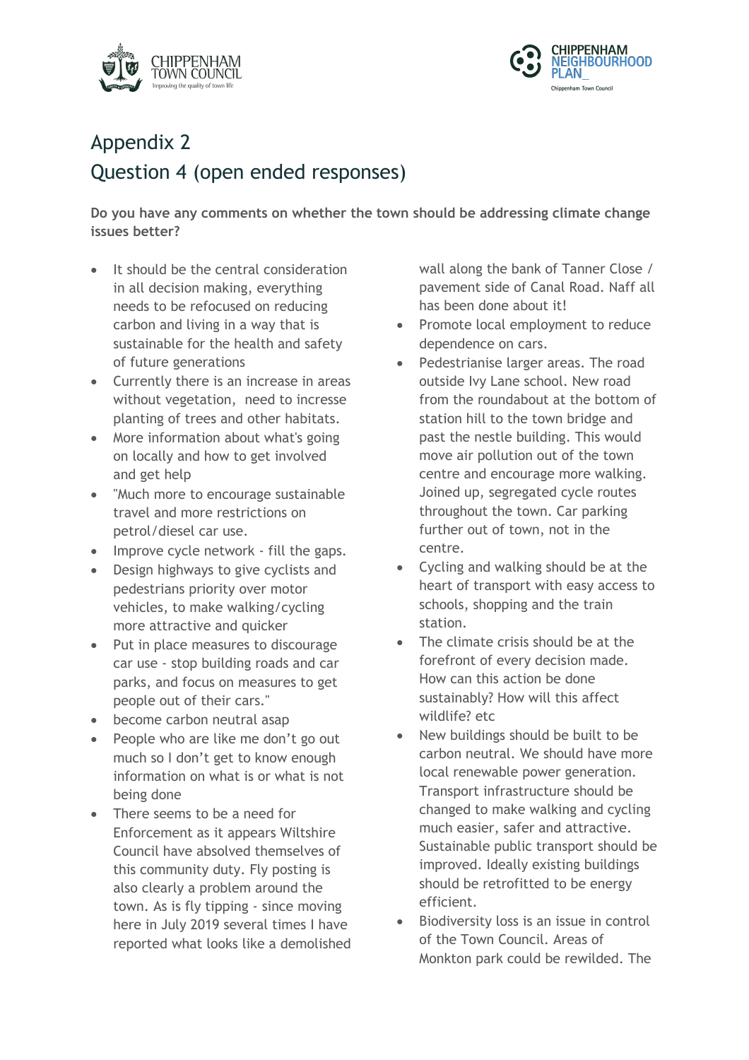# Appendix 2

## Question 4 (open ended responses)

**Do you have any comments on whether the town should be addressing climate change issues better?**

- It should be the central consideration in all decision making, everything needs to be refocused on reducing carbon and living in a way that is sustainable for the health and safety of future generations
- Currently there is an increase in areas without vegetation, need to increase planting of trees and other habitats.
- More information about what's going on locally and how to get involved and get help
- "Much more to encourage sustainable travel and more restrictions on petrol/diesel car use.
- Improve cycle network - fill the gaps.
- Design highways to give cyclists and pedestrians priority over motor vehicles, to make walking/cycling more attractive and quicker
- Put in place measures to discourage car use - stop building roads and car parks, and focus on measures to get people out of their cars."
- become carbon neutral asap
- People who are like me don't go out much so I don't get to know enough information on what is or what is not being done
- There seems to be a need for Enforcement as it appears Wiltshire Council have absolved themselves of this community duty. Fly posting is also clearly a problem around the town. As is fly tipping - since moving here in July 2019 several times I have reported what looks like a demolished wall along the bank of Tanner Close / pavement side of Canal Road. Naff all has been done about it!
- Promote local employment to reduce dependence on cars.
- Pedestrianise larger areas. The road outside Ivy Lane school. New road from the roundabout at the bottom of station hill to the town bridge and past the nestle building. This would move air pollution out of the town centre and encourage more walking. Joined up, segregated cycle routes throughout the town. Car parking further out of town, not in the centre.
- Cycling and walking should be at the heart of transport with easy access to schools, shopping and the train station.
- The climate crisis should be at the forefront of every decision made. How can this action be done sustainably? How will this affect wildlife? etc
- New buildings should be built to be carbon neutral. We should have more local renewable power generation. Transport infrastructure should be changed to make walking and cycling much easier, safer and attractive. Sustainable public transport should be improved. Ideally existing buildings should be retrofitted to be energy efficient.
- Biodiversity loss is an issue in control of the Town Council. Areas of Monkton park could be rewilded. The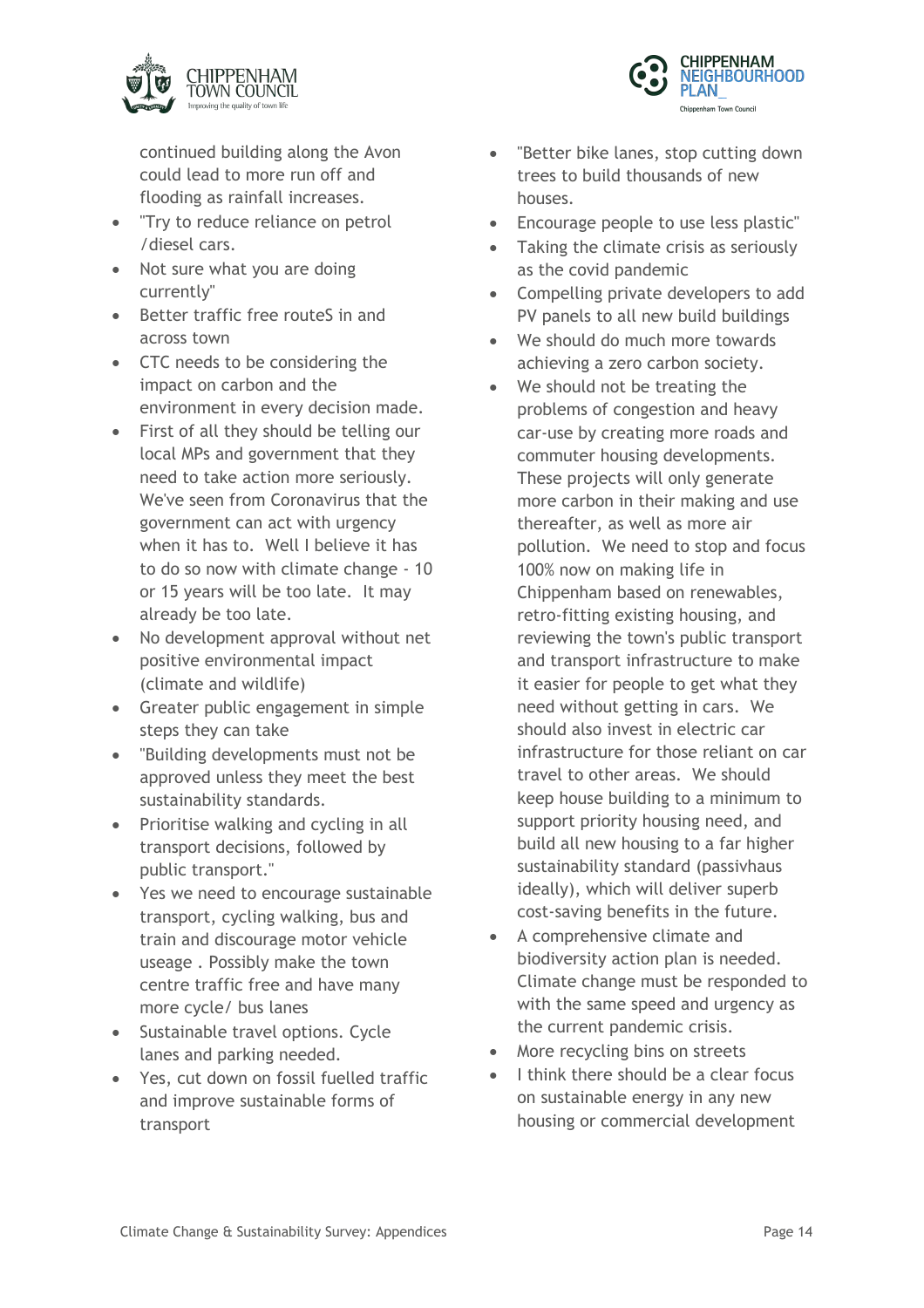continued building along the Avon could lead to more run off and flooding as rainfall increases.

- "Try to reduce reliance on petrol /diesel cars.
- Not sure what you are doing currently"
- Better traffic free routeS in and across town
- CTC needs to be considering the impact on carbon and the environment in every decision made.
- First of all they should be telling our local MPs and government that they need to take action more seriously. We've seen from Coronavirus that the government can act with urgency when it has to. Well I believe it has to do so now with climate change - 10 or 15 years will be too late. It may already be too late.
- No development approval without net positive environmental impact (climate and wildlife)
- Greater public engagement in simple steps they can take
- "Building developments must not be approved unless they meet the best sustainability standards.
- Prioritise walking and cycling in all transport decisions, followed by public transport."
- Yes we need to encourage sustainable transport, cycling walking, bus and train and discourage motor vehicle useage . Possibly make the town centre traffic free and have many more cycle/ bus lanes
- Sustainable travel options. Cycle lanes and parking needed.
- Yes, cut down on fossil fuelled traffic and improve sustainable forms of transport
- "Better bike lanes, stop cutting down trees to build thousands of new houses.
- Encourage people to use less plastic"
- Taking the climate crisis as seriously as the covid pandemic
- Compelling private developers to add PV panels to all new build buildings
- We should do much more towards achieving a zero carbon society.
- We should not be treating the problems of congestion and heavy car-use by creating more roads and commuter housing developments. These projects will only generate more carbon in their making and use thereafter, as well as more air pollution. We need to stop and focus 100% now on making life in Chippenham based on renewables, retro-fitting existing housing, and reviewing the town's public transport and transport infrastructure to make it easier for people to get what they need without getting in cars. We should also invest in electric car infrastructure for those reliant on car travel to other areas. We should keep house building to a minimum to support priority housing need, and build all new housing to a far higher sustainability standard (passivhaus ideally), which will deliver superb cost-saving benefits in the future.
- A comprehensive climate and biodiversity action plan is needed. Climate change must be responded to with the same speed and urgency as the current pandemic crisis.
- More recycling bins on streets
- I think there should be a clear focus on sustainable energy in any new housing or commercial development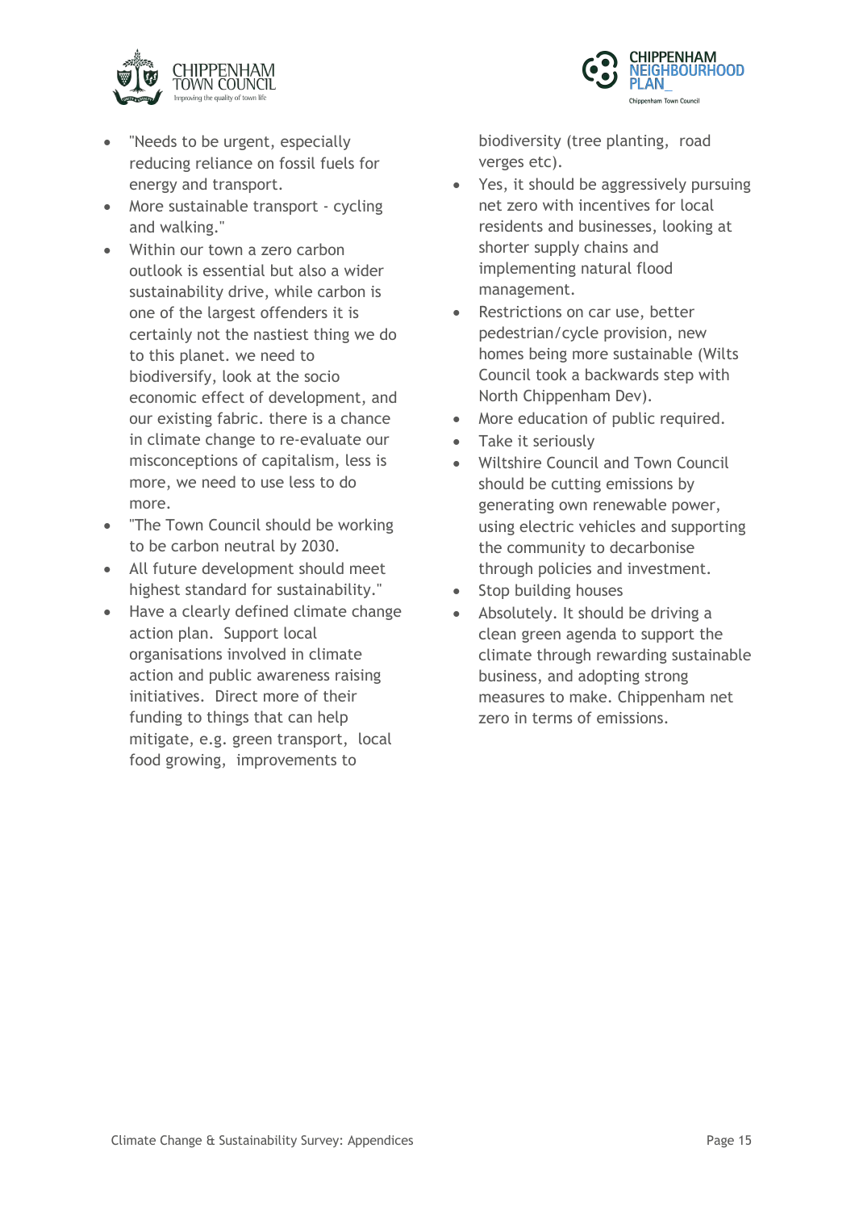- "Needs to be urgent, especially reducing reliance on fossil fuels for energy and transport.
- More sustainable transport - cycling and walking."
- Within our town a zero carbon outlook is essential but also a wider sustainability drive, while carbon is one of the largest offenders it is certainly not the nastiest thing we do to this planet. we need to biodiversify, look at the socio economic effect of development, and our existing fabric. there is a chance in climate change to re-evaluate our misconceptions of capitalism, less is more, we need to use less to do more.
- "The Town Council should be working to be carbon neutral by 2030.
- All future development should meet highest standard for sustainability."
- Have a clearly defined climate change action plan. Support local organisations involved in climate action and public awareness raising initiatives. Direct more of their funding to things that can help mitigate, e.g. green transport, local food growing, improvements to biodiversity (tree planting, road verges etc).
- Yes, it should be aggressively pursuing net zero with incentives for local residents and businesses, looking at shorter supply chains and implementing natural flood management.
- Restrictions on car use, better pedestrian/cycle provision, new homes being more sustainable (Wilts Council took a backwards step with North Chippenham Dev).
- More education of public required.
- Take it seriously
- Wiltshire Council and Town Council should be cutting emissions by generating own renewable power, using electric vehicles and supporting the community to decarbonise through policies and investment.
- Stop building houses
- Absolutely. It should be driving a clean green agenda to support the climate through rewarding sustainable business, and adopting strong measures to make. Chippenham net zero in terms of emissions.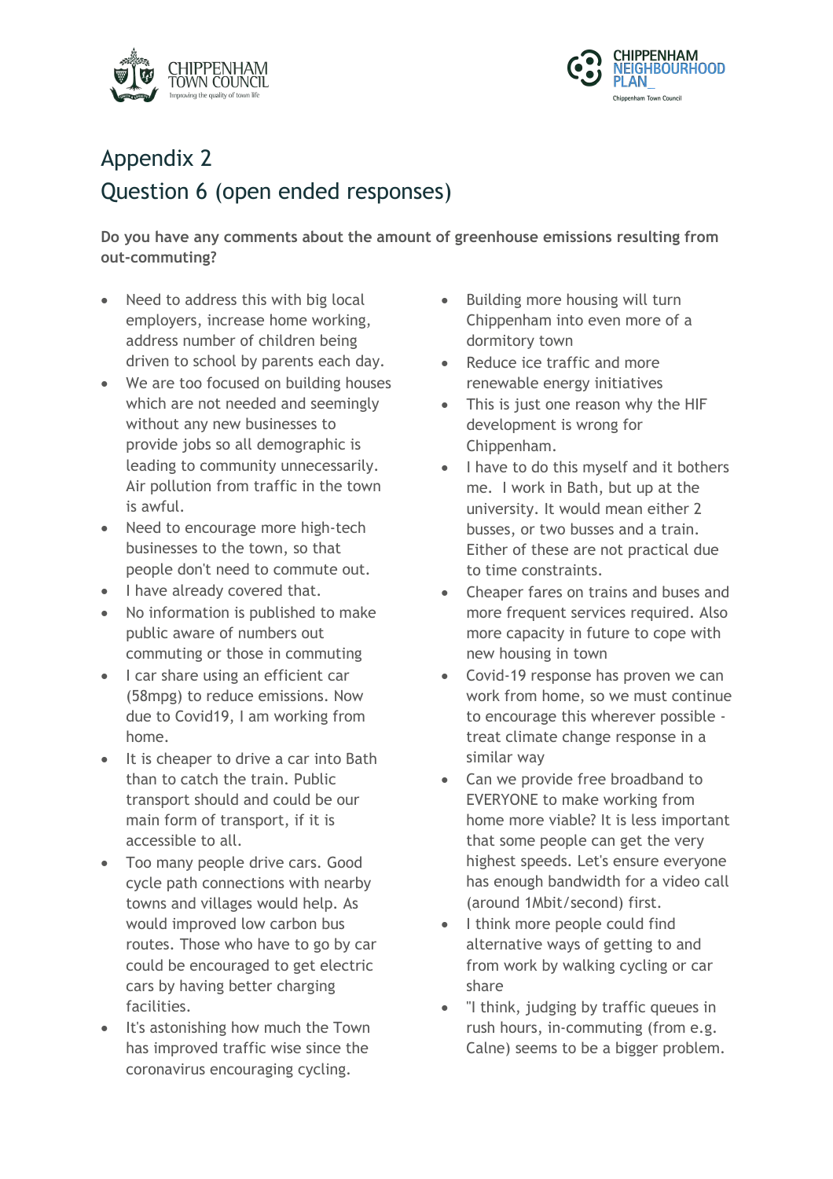# Appendix 2
## Question 6 (open ended responses)

**Do you have any comments about the amount of greenhouse emissions resulting from out-commuting?**

- Need to address this with big local employers, increase home working, address number of children being driven to school by parents each day.
- We are too focused on building houses which are not needed and seemingly without any new businesses to provide jobs so all demographic is leading to community unnecessarily. Air pollution from traffic in the town is awful.
- Need to encourage more high-tech businesses to the town, so that people don't need to commute out.
- I have already covered that.
- No information is published to make public aware of numbers out commuting or those in commuting
- I car share using an efficient car (58mpg) to reduce emissions. Now due to Covid19, I am working from home.
- It is cheaper to drive a car into Bath than to catch the train. Public transport should and could be our main form of transport, if it is accessible to all.
- Too many people drive cars. Good cycle path connections with nearby towns and villages would help. As would improved low carbon bus routes. Those who have to go by car could be encouraged to get electric cars by having better charging facilities.
- It's astonishing how much the Town has improved traffic wise since the coronavirus encouraging cycling.
- Building more housing will turn Chippenham into even more of a dormitory town
- Reduce ice traffic and more renewable energy initiatives
- This is just one reason why the HIF development is wrong for Chippenham.
- I have to do this myself and it bothers me. I work in Bath, but up at the university. It would mean either 2 busses, or two busses and a train. Either of these are not practical due to time constraints.
- Cheaper fares on trains and buses and more frequent services required. Also more capacity in future to cope with new housing in town
- Covid-19 response has proven we can work from home, so we must continue to encourage this wherever possible - treat climate change response in a similar way
- Can we provide free broadband to EVERYONE to make working from home more viable? It is less important that some people can get the very highest speeds. Let's ensure everyone has enough bandwidth for a video call (around 1Mbit/second) first.
- I think more people could find alternative ways of getting to and from work by walking cycling or car share
- "I think, judging by traffic queues in rush hours, in-commuting (from e.g. Calne) seems to be a bigger problem.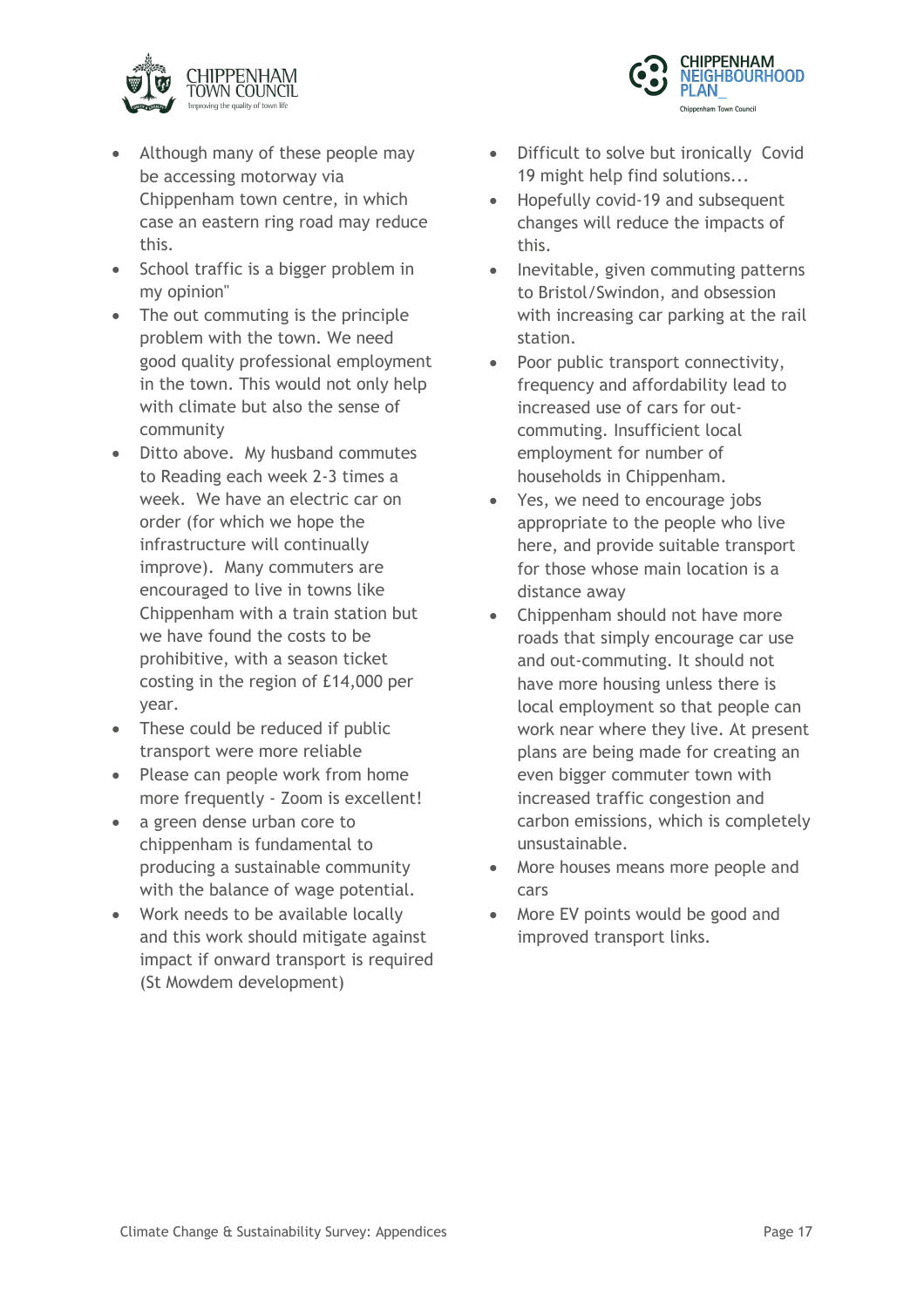- Although many of these people may be accessing motorway via Chippenham town centre, in which case an eastern ring road may reduce this.
- School traffic is a bigger problem in my opinion"
- The out commuting is the principle problem with the town. We need good quality professional employment in the town. This would not only help with climate but also the sense of community
- Ditto above. My husband commutes to Reading each week 2-3 times a week. We have an electric car on order (for which we hope the infrastructure will continually improve). Many commuters are encouraged to live in towns like Chippenham with a train station but we have found the costs to be prohibitive, with a season ticket costing in the region of £14,000 per year.
- These could be reduced if public transport were more reliable
- Please can people work from home more frequently - Zoom is excellent!
- a green dense urban core to chippenham is fundamental to producing a sustainable community with the balance of wage potential.
- Work needs to be available locally and this work should mitigate against impact if onward transport is required (St Mowdem development)
- Difficult to solve but ironically Covid 19 might help find solutions...
- Hopefully covid-19 and subsequent changes will reduce the impacts of this.
- Inevitable, given commuting patterns to Bristol/Swindon, and obsession with increasing car parking at the rail station.
- Poor public transport connectivity, frequency and affordability lead to increased use of cars for out-commuting. Insufficient local employment for number of households in Chippenham.
- Yes, we need to encourage jobs appropriate to the people who live here, and provide suitable transport for those whose main location is a distance away
- Chippenham should not have more roads that simply encourage car use and out-commuting. It should not have more housing unless there is local employment so that people can work near where they live. At present plans are being made for creating an even bigger commuter town with increased traffic congestion and carbon emissions, which is completely unsustainable.
- More houses means more people and cars
- More EV points would be good and improved transport links.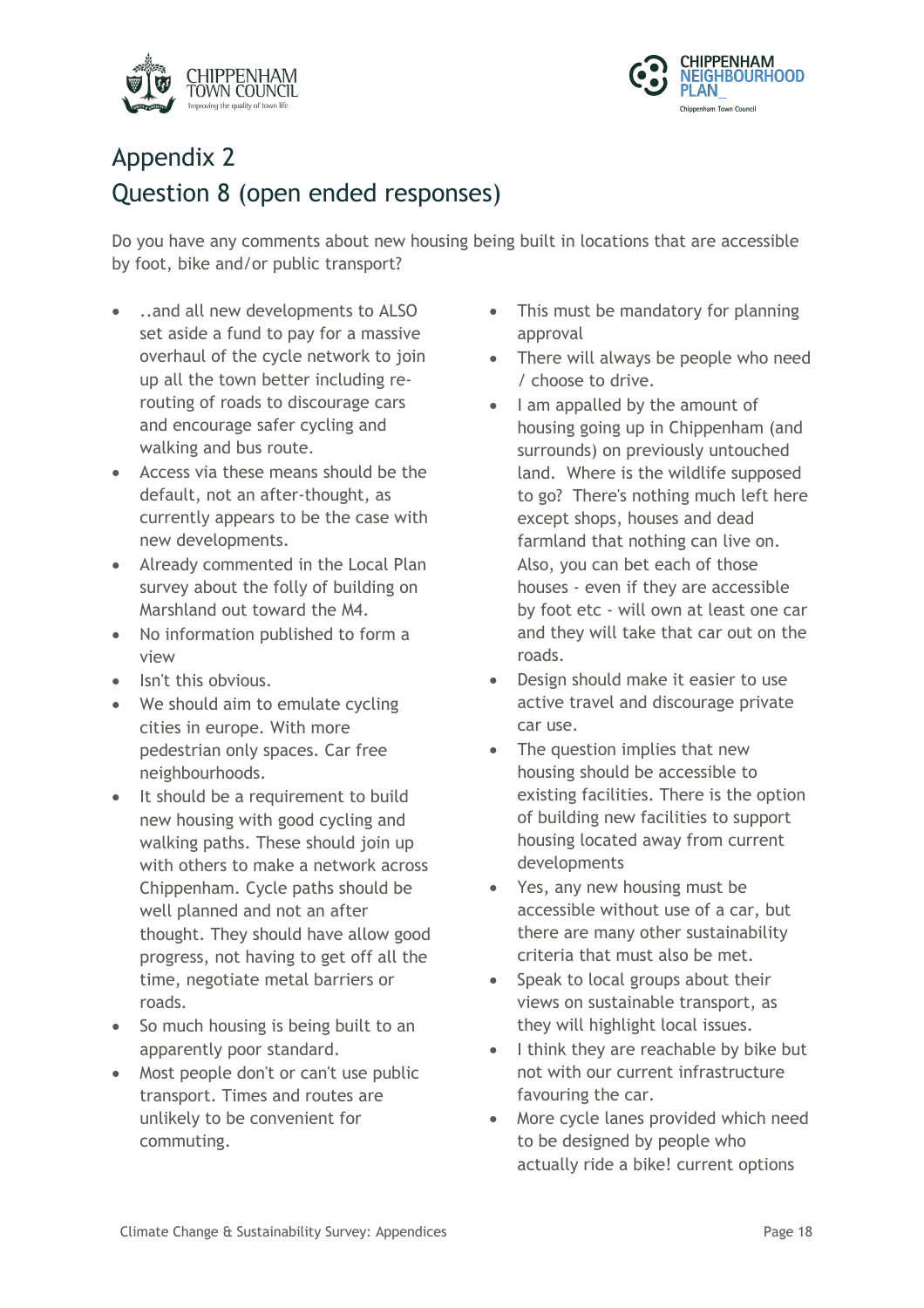# Appendix 2
# Question 8 (open ended responses)

Do you have any comments about new housing being built in locations that are accessible by foot, bike and/or public transport?

- ..and all new developments to ALSO set aside a fund to pay for a massive overhaul of the cycle network to join up all the town better including re-routing of roads to discourage cars and encourage safer cycling and walking and bus route.
- Access via these means should be the default, not an after-thought, as currently appears to be the case with new developments.
- Already commented in the Local Plan survey about the folly of building on Marshland out toward the M4.
- No information published to form a view
- Isn't this obvious.
- We should aim to emulate cycling cities in europe. With more pedestrian only spaces. Car free neighbourhoods.
- It should be a requirement to build new housing with good cycling and walking paths. These should join up with others to make a network across Chippenham. Cycle paths should be well planned and not an after thought. They should have allow good progress, not having to get off all the time, negotiate metal barriers or roads.
- So much housing is being built to an apparently poor standard.
- Most people don't or can't use public transport. Times and routes are unlikely to be convenient for commuting.
- This must be mandatory for planning approval
- There will always be people who need / choose to drive.
- I am appalled by the amount of housing going up in Chippenham (and surrounds) on previously untouched land. Where is the wildlife supposed to go? There's nothing much left here except shops, houses and dead farmland that nothing can live on. Also, you can bet each of those houses - even if they are accessible by foot etc - will own at least one car and they will take that car out on the roads.
- Design should make it easier to use active travel and discourage private car use.
- The question implies that new housing should be accessible to existing facilities. There is the option of building new facilities to support housing located away from current developments
- Yes, any new housing must be accessible without use of a car, but there are many other sustainability criteria that must also be met.
- Speak to local groups about their views on sustainable transport, as they will highlight local issues.
- I think they are reachable by bike but not with our current infrastructure favouring the car.
- More cycle lanes provided which need to be designed by people who actually ride a bike! current options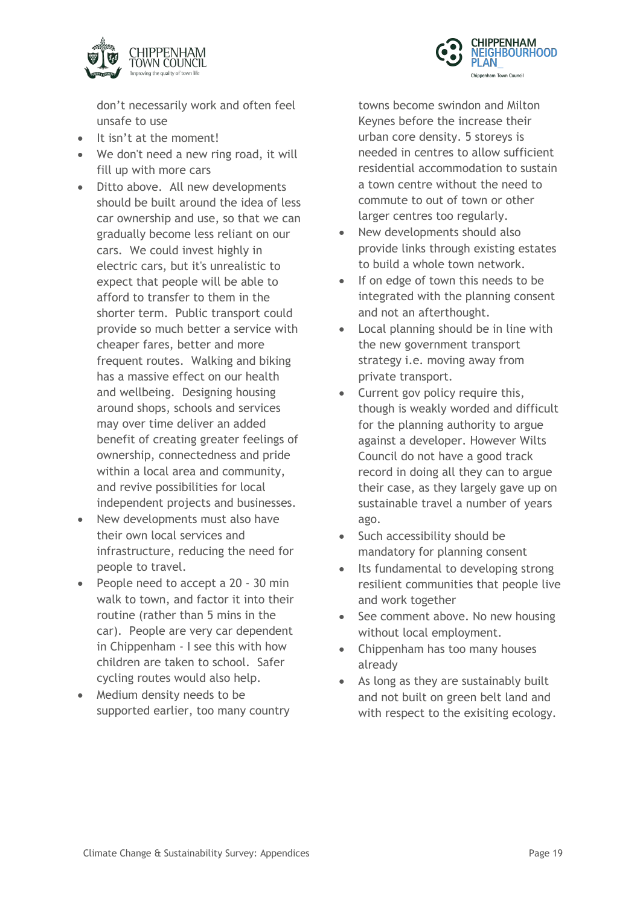don't necessarily work and often feel unsafe to use

- It isn't at the moment!
- We don't need a new ring road, it will fill up with more cars
- Ditto above. All new developments should be built around the idea of less car ownership and use, so that we can gradually become less reliant on our cars. We could invest highly in electric cars, but it's unrealistic to expect that people will be able to afford to transfer to them in the shorter term. Public transport could provide so much better a service with cheaper fares, better and more frequent routes. Walking and biking has a massive effect on our health and wellbeing. Designing housing around shops, schools and services may over time deliver an added benefit of creating greater feelings of ownership, connectedness and pride within a local area and community, and revive possibilities for local independent projects and businesses.
- New developments must also have their own local services and infrastructure, reducing the need for people to travel.
- People need to accept a 20 - 30 min walk to town, and factor it into their routine (rather than 5 mins in the car). People are very car dependent in Chippenham - I see this with how children are taken to school. Safer cycling routes would also help.
- Medium density needs to be supported earlier, too many country towns become swindon and Milton Keynes before the increase their urban core density. 5 storeys is needed in centres to allow sufficient residential accommodation to sustain a town centre without the need to commute to out of town or other larger centres too regularly.
- New developments should also provide links through existing estates to build a whole town network.
- If on edge of town this needs to be integrated with the planning consent and not an afterthought.
- Local planning should be in line with the new government transport strategy i.e. moving away from private transport.
- Current gov policy require this, though is weakly worded and difficult for the planning authority to argue against a developer. However Wilts Council do not have a good track record in doing all they can to argue their case, as they largely gave up on sustainable travel a number of years ago.
- Such accessibility should be mandatory for planning consent
- Its fundamental to developing strong resilient communities that people live and work together
- See comment above. No new housing without local employment.
- Chippenham has too many houses already
- As long as they are sustainably built and not built on green belt land and with respect to the exisiting ecology.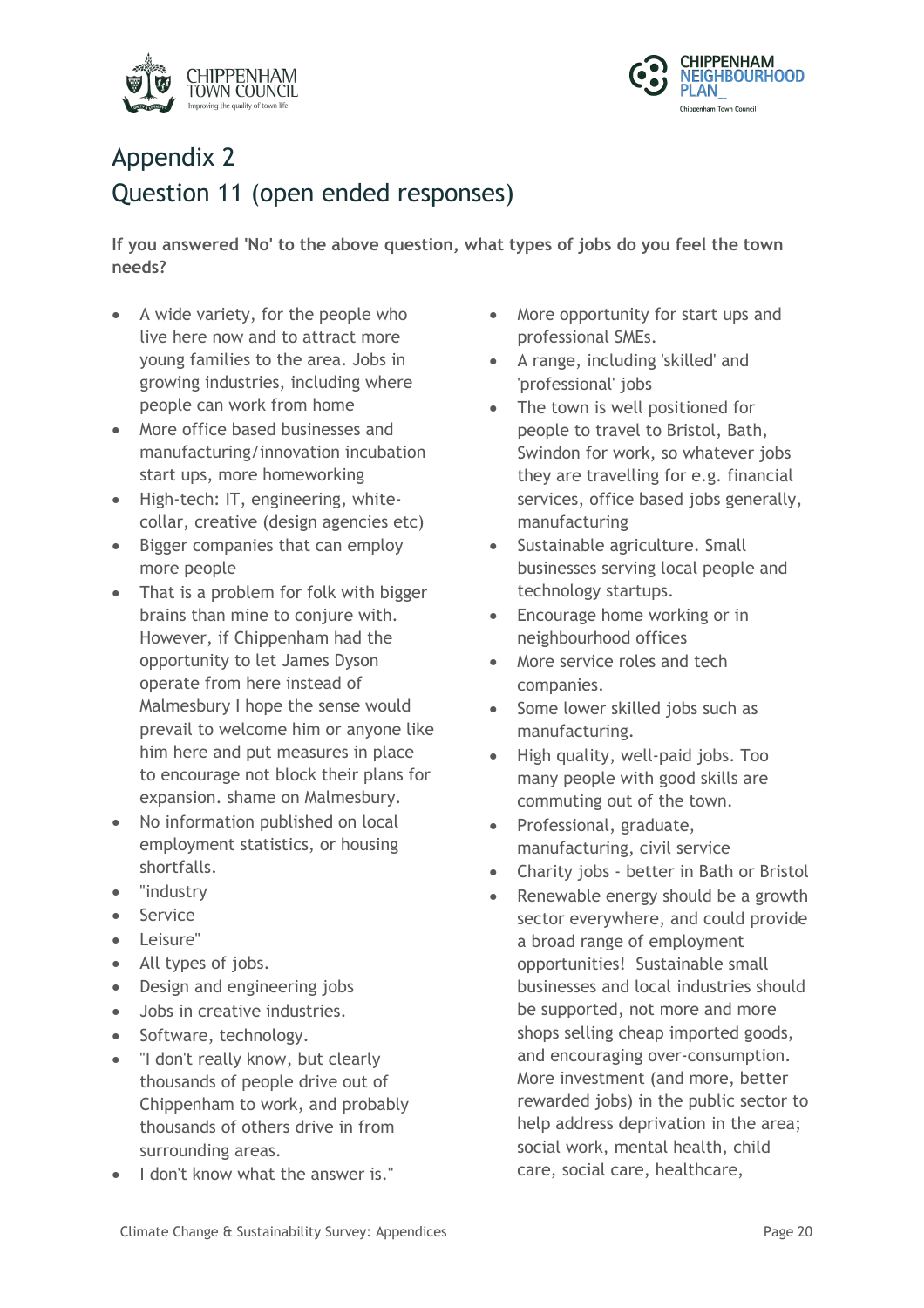# Appendix 2

## Question 11 (open ended responses)

**If you answered 'No' to the above question, what types of jobs do you feel the town needs?**

- A wide variety, for the people who live here now and to attract more young families to the area. Jobs in growing industries, including where people can work from home
- More office based businesses and manufacturing/innovation incubation start ups, more homeworking
- High-tech: IT, engineering, white-collar, creative (design agencies etc)
- Bigger companies that can employ more people
- That is a problem for folk with bigger brains than mine to conjure with. However, if Chippenham had the opportunity to let James Dyson operate from here instead of Malmesbury I hope the sense would prevail to welcome him or anyone like him here and put measures in place to encourage not block their plans for expansion. shame on Malmesbury.
- No information published on local employment statistics, or housing shortfalls.
- "industry
- Service
- Leisure"
- All types of jobs.
- Design and engineering jobs
- Jobs in creative industries.
- Software, technology.
- "I don't really know, but clearly thousands of people drive out of Chippenham to work, and probably thousands of others drive in from surrounding areas.
- I don't know what the answer is."
- More opportunity for start ups and professional SMEs.
- A range, including 'skilled' and 'professional' jobs
- The town is well positioned for people to travel to Bristol, Bath, Swindon for work, so whatever jobs they are travelling for e.g. financial services, office based jobs generally, manufacturing
- Sustainable agriculture. Small businesses serving local people and technology startups.
- Encourage home working or in neighbourhood offices
- More service roles and tech companies.
- Some lower skilled jobs such as manufacturing.
- High quality, well-paid jobs. Too many people with good skills are commuting out of the town.
- Professional, graduate, manufacturing, civil service
- Charity jobs - better in Bath or Bristol
- Renewable energy should be a growth sector everywhere, and could provide a broad range of employment opportunities! Sustainable small businesses and local industries should be supported, not more and more shops selling cheap imported goods, and encouraging over-consumption. More investment (and more, better rewarded jobs) in the public sector to help address deprivation in the area; social work, mental health, child care, social care, healthcare,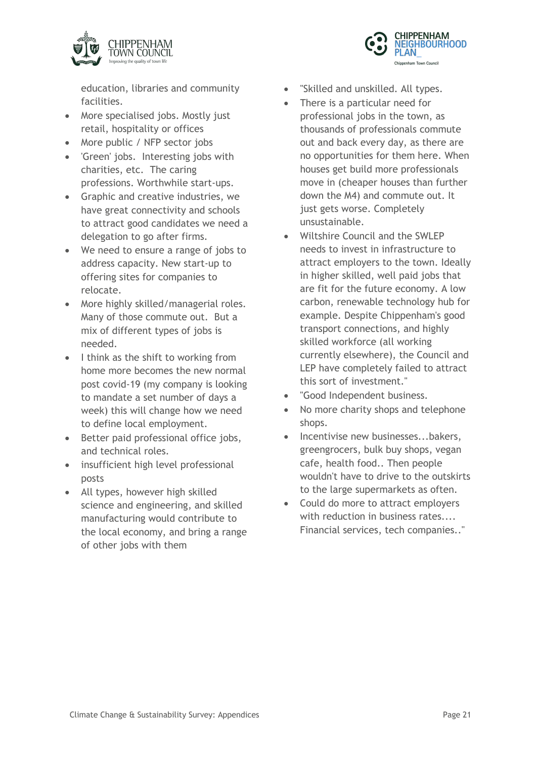education, libraries and community facilities.

- More specialised jobs. Mostly just retail, hospitality or offices
- More public / NFP sector jobs
- 'Green' jobs. Interesting jobs with charities, etc. The caring professions. Worthwhile start-ups.
- Graphic and creative industries, we have great connectivity and schools to attract good candidates we need a delegation to go after firms.
- We need to ensure a range of jobs to address capacity. New start-up to offering sites for companies to relocate.
- More highly skilled/managerial roles. Many of those commute out. But a mix of different types of jobs is needed.
- I think as the shift to working from home more becomes the new normal post covid-19 (my company is looking to mandate a set number of days a week) this will change how we need to define local employment.
- Better paid professional office jobs, and technical roles.
- insufficient high level professional posts
- All types, however high skilled science and engineering, and skilled manufacturing would contribute to the local economy, and bring a range of other jobs with them
- "Skilled and unskilled. All types.
- There is a particular need for professional jobs in the town, as thousands of professionals commute out and back every day, as there are no opportunities for them here. When houses get build more professionals move in (cheaper houses than further down the M4) and commute out. It just gets worse. Completely unsustainable.
- Wiltshire Council and the SWLEP needs to invest in infrastructure to attract employers to the town. Ideally in higher skilled, well paid jobs that are fit for the future economy. A low carbon, renewable technology hub for example. Despite Chippenham's good transport connections, and highly skilled workforce (all working currently elsewhere), the Council and LEP have completely failed to attract this sort of investment."
- "Good Independent business.
- No more charity shops and telephone shops.
- Incentivise new businesses...bakers, greengrocers, bulk buy shops, vegan cafe, health food.. Then people wouldn't have to drive to the outskirts to the large supermarkets as often.
- Could do more to attract employers with reduction in business rates.... Financial services, tech companies.."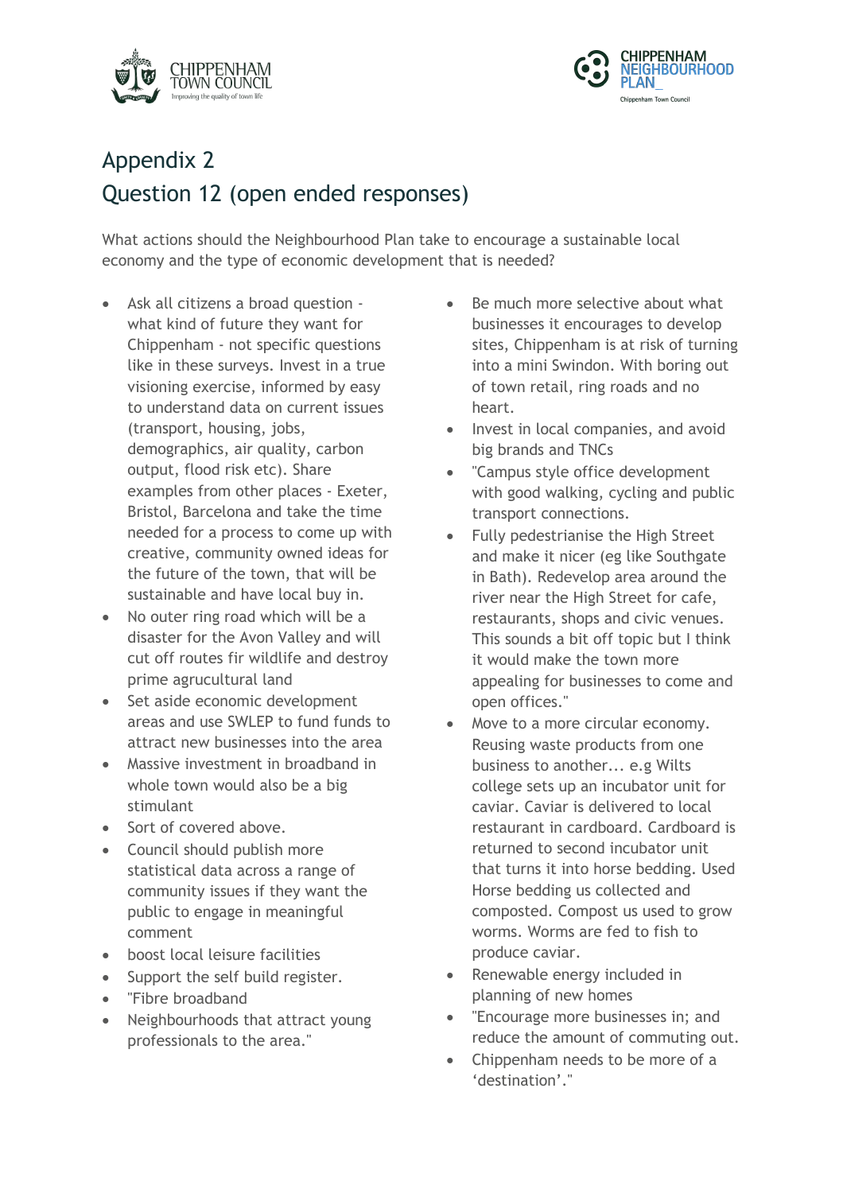# Appendix 2

## Question 12 (open ended responses)

What actions should the Neighbourhood Plan take to encourage a sustainable local economy and the type of economic development that is needed?

- Ask all citizens a broad question - what kind of future they want for Chippenham - not specific questions like in these surveys. Invest in a true visioning exercise, informed by easy to understand data on current issues (transport, housing, jobs, demographics, air quality, carbon output, flood risk etc). Share examples from other places - Exeter, Bristol, Barcelona and take the time needed for a process to come up with creative, community owned ideas for the future of the town, that will be sustainable and have local buy in.
- No outer ring road which will be a disaster for the Avon Valley and will cut off routes fir wildlife and destroy prime agrucultural land
- Set aside economic development areas and use SWLEP to fund funds to attract new businesses into the area
- Massive investment in broadband in whole town would also be a big stimulant
- Sort of covered above.
- Council should publish more statistical data across a range of community issues if they want the public to engage in meaningful comment
- boost local leisure facilities
- Support the self build register.
- "Fibre broadband
- Neighbourhoods that attract young professionals to the area."
- Be much more selective about what businesses it encourages to develop sites, Chippenham is at risk of turning into a mini Swindon. With boring out of town retail, ring roads and no heart.
- Invest in local companies, and avoid big brands and TNCs
- "Campus style office development with good walking, cycling and public transport connections.
- Fully pedestrianise the High Street and make it nicer (eg like Southgate in Bath). Redevelop area around the river near the High Street for cafe, restaurants, shops and civic venues. This sounds a bit off topic but I think it would make the town more appealing for businesses to come and open offices."
- Move to a more circular economy. Reusing waste products from one business to another... e.g Wilts college sets up an incubator unit for caviar. Caviar is delivered to local restaurant in cardboard. Cardboard is returned to second incubator unit that turns it into horse bedding. Used Horse bedding us collected and composted. Compost us used to grow worms. Worms are fed to fish to produce caviar.
- Renewable energy included in planning of new homes
- "Encourage more businesses in; and reduce the amount of commuting out.
- Chippenham needs to be more of a 'destination'."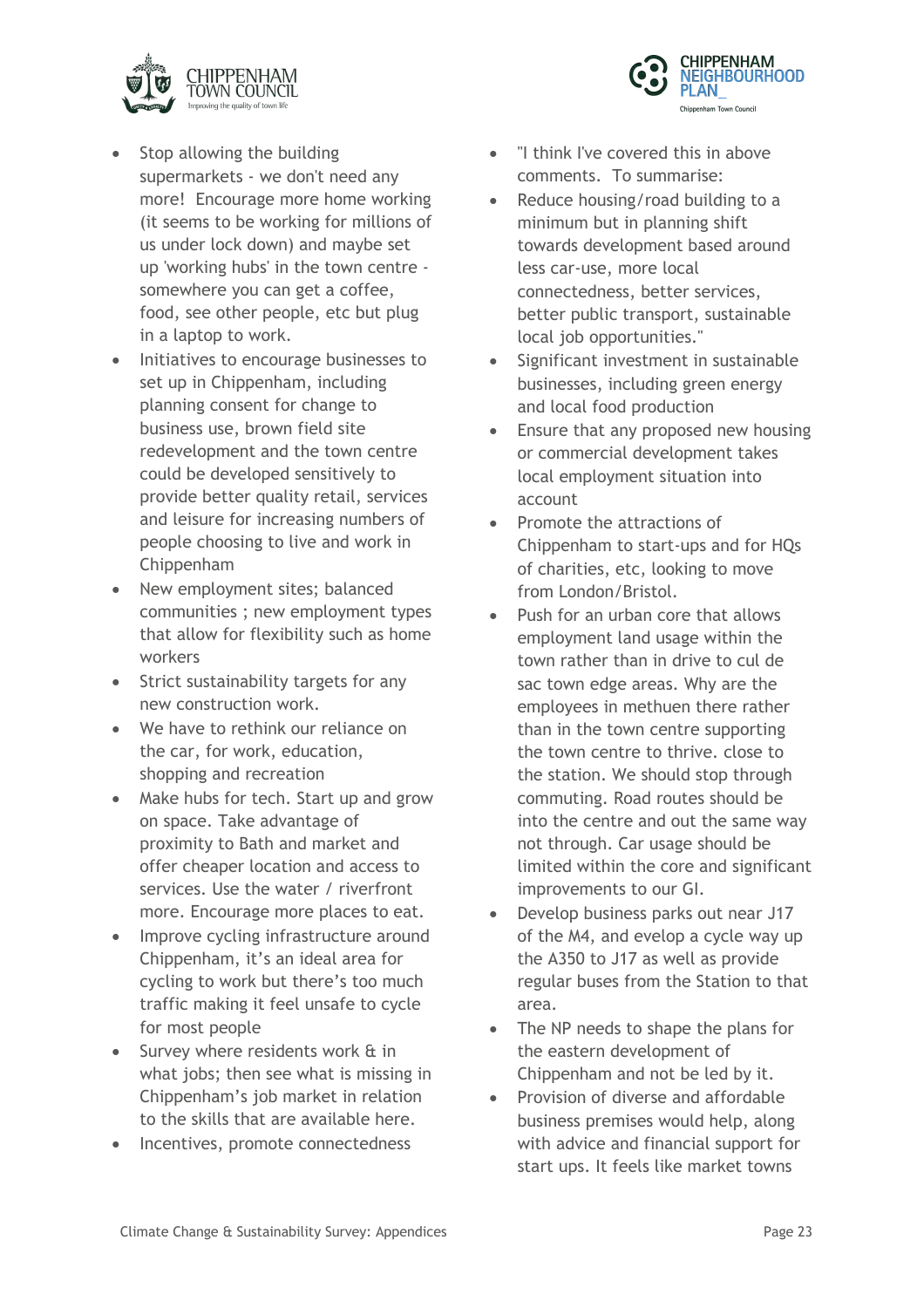- Stop allowing the building supermarkets - we don't need any more! Encourage more home working (it seems to be working for millions of us under lock down) and maybe set up 'working hubs' in the town centre - somewhere you can get a coffee, food, see other people, etc but plug in a laptop to work.
- Initiatives to encourage businesses to set up in Chippenham, including planning consent for change to business use, brown field site redevelopment and the town centre could be developed sensitively to provide better quality retail, services and leisure for increasing numbers of people choosing to live and work in Chippenham
- New employment sites; balanced communities ; new employment types that allow for flexibility such as home workers
- Strict sustainability targets for any new construction work.
- We have to rethink our reliance on the car, for work, education, shopping and recreation
- Make hubs for tech. Start up and grow on space. Take advantage of proximity to Bath and market and offer cheaper location and access to services. Use the water / riverfront more. Encourage more places to eat.
- Improve cycling infrastructure around Chippenham, it's an ideal area for cycling to work but there's too much traffic making it feel unsafe to cycle for most people
- Survey where residents work & in what jobs; then see what is missing in Chippenham's job market in relation to the skills that are available here.
- Incentives, promote connectedness
- "I think I've covered this in above comments. To summarise:
- Reduce housing/road building to a minimum but in planning shift towards development based around less car-use, more local connectedness, better services, better public transport, sustainable local job opportunities."
- Significant investment in sustainable businesses, including green energy and local food production
- Ensure that any proposed new housing or commercial development takes local employment situation into account
- Promote the attractions of Chippenham to start-ups and for HQs of charities, etc, looking to move from London/Bristol.
- Push for an urban core that allows employment land usage within the town rather than in drive to cul de sac town edge areas. Why are the employees in methuen there rather than in the town centre supporting the town centre to thrive. close to the station. We should stop through commuting. Road routes should be into the centre and out the same way not through. Car usage should be limited within the core and significant improvements to our GI.
- Develop business parks out near J17 of the M4, and evelop a cycle way up the A350 to J17 as well as provide regular buses from the Station to that area.
- The NP needs to shape the plans for the eastern development of Chippenham and not be led by it.
- Provision of diverse and affordable business premises would help, along with advice and financial support for start ups. It feels like market towns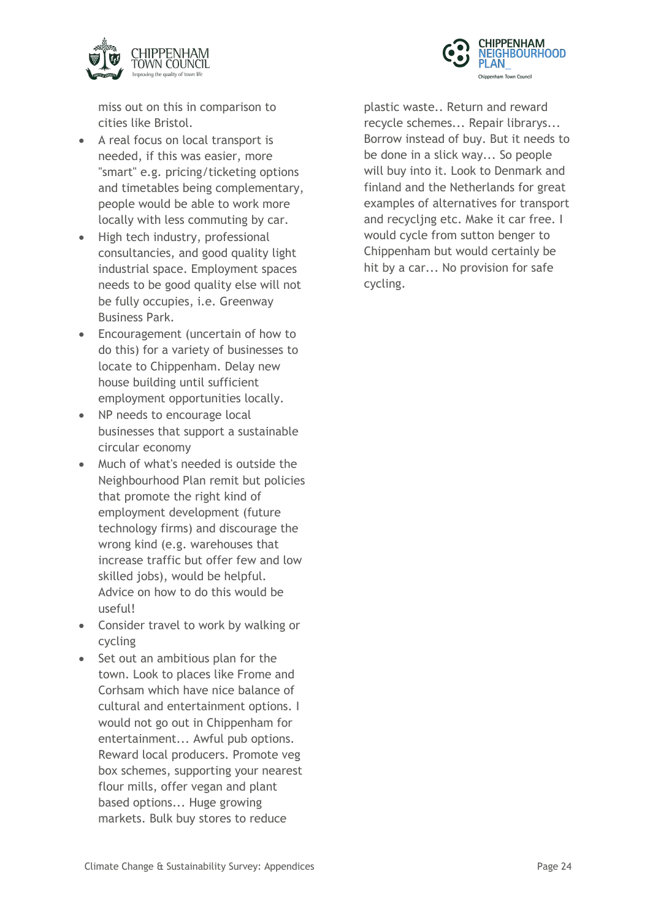miss out on this in comparison to cities like Bristol.

- A real focus on local transport is needed, if this was easier, more "smart" e.g. pricing/ticketing options and timetables being complementary, people would be able to work more locally with less commuting by car.
- High tech industry, professional consultancies, and good quality light industrial space. Employment spaces needs to be good quality else will not be fully occupies, i.e. Greenway Business Park.
- Encouragement (uncertain of how to do this) for a variety of businesses to locate to Chippenham. Delay new house building until sufficient employment opportunities locally.
- NP needs to encourage local businesses that support a sustainable circular economy
- Much of what's needed is outside the Neighbourhood Plan remit but policies that promote the right kind of employment development (future technology firms) and discourage the wrong kind (e.g. warehouses that increase traffic but offer few and low skilled jobs), would be helpful. Advice on how to do this would be useful!
- Consider travel to work by walking or cycling
- Set out an ambitious plan for the town. Look to places like Frome and Corhsam which have nice balance of cultural and entertainment options. I would not go out in Chippenham for entertainment... Awful pub options. Reward local producers. Promote veg box schemes, supporting your nearest flour mills, offer vegan and plant based options... Huge growing markets. Bulk buy stores to reduce plastic waste.. Return and reward recycle schemes... Repair librarys... Borrow instead of buy. But it needs to be done in a slick way... So people will buy into it. Look to Denmark and finland and the Netherlands for great examples of alternatives for transport and recycljng etc. Make it car free. I would cycle from sutton benger to Chippenham but would certainly be hit by a car... No provision for safe cycling.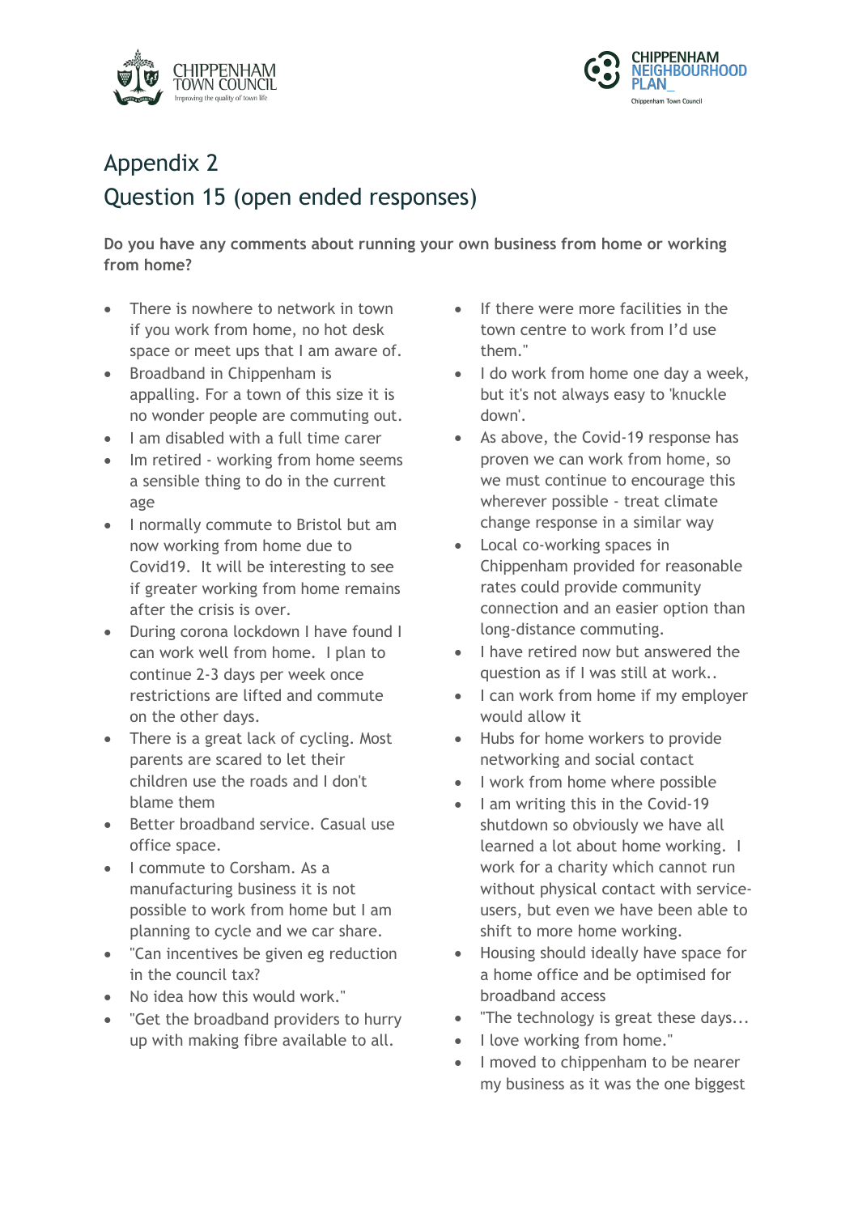# Appendix 2

## Question 15 (open ended responses)

**Do you have any comments about running your own business from home or working from home?**

- There is nowhere to network in town if you work from home, no hot desk space or meet ups that I am aware of.
- Broadband in Chippenham is appalling. For a town of this size it is no wonder people are commuting out.
- I am disabled with a full time carer
- Im retired - working from home seems a sensible thing to do in the current age
- I normally commute to Bristol but am now working from home due to Covid19. It will be interesting to see if greater working from home remains after the crisis is over.
- During corona lockdown I have found I can work well from home. I plan to continue 2-3 days per week once restrictions are lifted and commute on the other days.
- There is a great lack of cycling. Most parents are scared to let their children use the roads and I don't blame them
- Better broadband service. Casual use office space.
- I commute to Corsham. As a manufacturing business it is not possible to work from home but I am planning to cycle and we car share.
- "Can incentives be given eg reduction in the council tax?
- No idea how this would work."
- "Get the broadband providers to hurry up with making fibre available to all.
- If there were more facilities in the town centre to work from I'd use them."
- I do work from home one day a week, but it's not always easy to 'knuckle down'.
- As above, the Covid-19 response has proven we can work from home, so we must continue to encourage this wherever possible - treat climate change response in a similar way
- Local co-working spaces in Chippenham provided for reasonable rates could provide community connection and an easier option than long-distance commuting.
- I have retired now but answered the question as if I was still at work..
- I can work from home if my employer would allow it
- Hubs for home workers to provide networking and social contact
- I work from home where possible
- I am writing this in the Covid-19 shutdown so obviously we have all learned a lot about home working. I work for a charity which cannot run without physical contact with service-users, but even we have been able to shift to more home working.
- Housing should ideally have space for a home office and be optimised for broadband access
- "The technology is great these days...
- I love working from home."
- I moved to chippenham to be nearer my business as it was the one biggest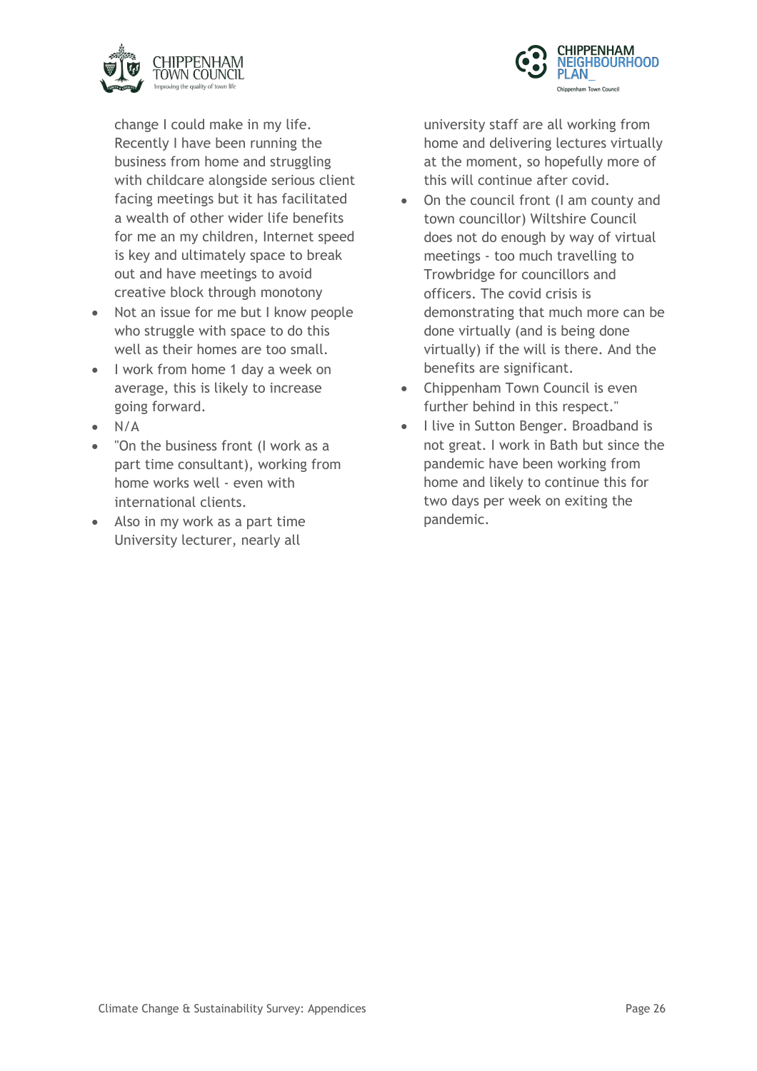change I could make in my life. Recently I have been running the business from home and struggling with childcare alongside serious client facing meetings but it has facilitated a wealth of other wider life benefits for me an my children, Internet speed is key and ultimately space to break out and have meetings to avoid creative block through monotony

- Not an issue for me but I know people who struggle with space to do this well as their homes are too small.
- I work from home 1 day a week on average, this is likely to increase going forward.
- N/A
- "On the business front (I work as a part time consultant), working from home works well - even with international clients.
- Also in my work as a part time University lecturer, nearly all university staff are all working from home and delivering lectures virtually at the moment, so hopefully more of this will continue after covid.
- On the council front (I am county and town councillor) Wiltshire Council does not do enough by way of virtual meetings - too much travelling to Trowbridge for councillors and officers. The covid crisis is demonstrating that much more can be done virtually (and is being done virtually) if the will is there. And the benefits are significant.
- Chippenham Town Council is even further behind in this respect."
- I live in Sutton Benger. Broadband is not great. I work in Bath but since the pandemic have been working from home and likely to continue this for two days per week on exiting the pandemic.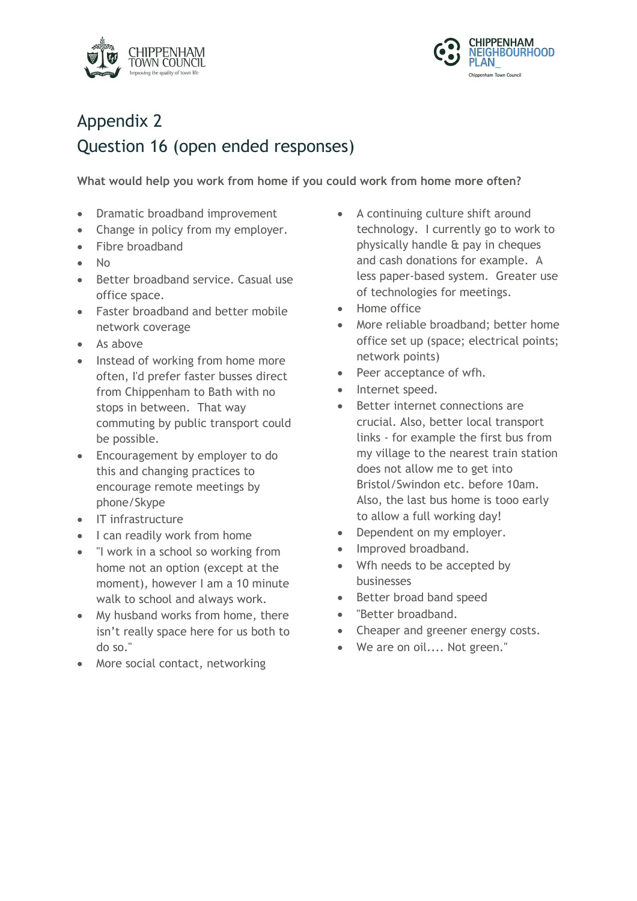# Appendix 2

## Question 16 (open ended responses)

**What would help you work from home if you could work from home more often?**

- Dramatic broadband improvement
- Change in policy from my employer.
- Fibre broadband
- No
- Better broadband service. Casual use office space.
- Faster broadband and better mobile network coverage
- As above
- Instead of working from home more often, I'd prefer faster busses direct from Chippenham to Bath with no stops in between. That way commuting by public transport could be possible.
- Encouragement by employer to do this and changing practices to encourage remote meetings by phone/Skype
- IT infrastructure
- I can readily work from home
- "I work in a school so working from home not an option (except at the moment), however I am a 10 minute walk to school and always work.
- My husband works from home, there isn't really space here for us both to do so."
- More social contact, networking
- A continuing culture shift around technology. I currently go to work to physically handle & pay in cheques and cash donations for example. A less paper-based system. Greater use of technologies for meetings.
- Home office
- More reliable broadband; better home office set up (space; electrical points; network points)
- Peer acceptance of wfh.
- Internet speed.
- Better internet connections are crucial. Also, better local transport links - for example the first bus from my village to the nearest train station does not allow me to get into Bristol/Swindon etc. before 10am. Also, the last bus home is tooo early to allow a full working day!
- Dependent on my employer.
- Improved broadband.
- Wfh needs to be accepted by businesses
- Better broad band speed
- "Better broadband.
- Cheaper and greener energy costs.
- We are on oil.... Not green."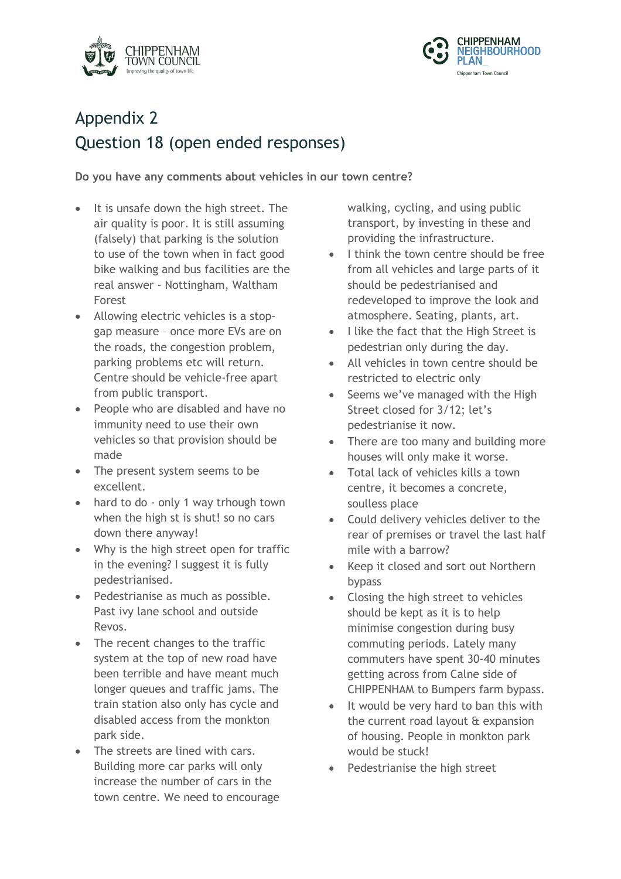# Appendix 2

## Question 18 (open ended responses)

**Do you have any comments about vehicles in our town centre?**

- It is unsafe down the high street. The air quality is poor. It is still assuming (falsely) that parking is the solution to use of the town when in fact good bike walking and bus facilities are the real answer - Nottingham, Waltham Forest
- Allowing electric vehicles is a stop-gap measure – once more EVs are on the roads, the congestion problem, parking problems etc will return. Centre should be vehicle-free apart from public transport.
- People who are disabled and have no immunity need to use their own vehicles so that provision should be made
- The present system seems to be excellent.
- hard to do - only 1 way trhough town when the high st is shut! so no cars down there anyway!
- Why is the high street open for traffic in the evening? I suggest it is fully pedestrianised.
- Pedestrianise as much as possible. Past ivy lane school and outside Revos.
- The recent changes to the traffic system at the top of new road have been terrible and have meant much longer queues and traffic jams. The train station also only has cycle and disabled access from the monkton park side.
- The streets are lined with cars. Building more car parks will only increase the number of cars in the town centre. We need to encourage walking, cycling, and using public transport, by investing in these and providing the infrastructure.
- I think the town centre should be free from all vehicles and large parts of it should be pedestrianised and redeveloped to improve the look and atmosphere. Seating, plants, art.
- I like the fact that the High Street is pedestrian only during the day.
- All vehicles in town centre should be restricted to electric only
- Seems we've managed with the High Street closed for 3/12; let's pedestrianise it now.
- There are too many and building more houses will only make it worse.
- Total lack of vehicles kills a town centre, it becomes a concrete, soulless place
- Could delivery vehicles deliver to the rear of premises or travel the last half mile with a barrow?
- Keep it closed and sort out Northern bypass
- Closing the high street to vehicles should be kept as it is to help minimise congestion during busy commuting periods. Lately many commuters have spent 30-40 minutes getting across from Calne side of CHIPPENHAM to Bumpers farm bypass.
- It would be very hard to ban this with the current road layout & expansion of housing. People in monkton park would be stuck!
- Pedestrianise the high street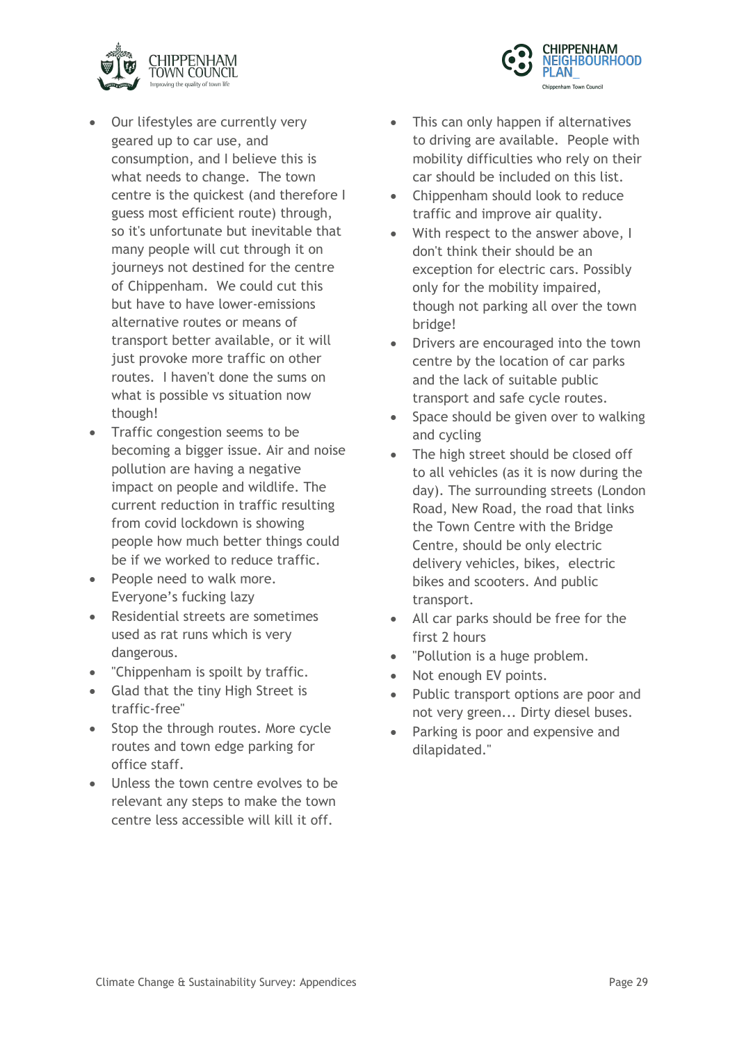- Our lifestyles are currently very geared up to car use, and consumption, and I believe this is what needs to change. The town centre is the quickest (and therefore I guess most efficient route) through, so it's unfortunate but inevitable that many people will cut through it on journeys not destined for the centre of Chippenham. We could cut this but have to have lower-emissions alternative routes or means of transport better available, or it will just provoke more traffic on other routes. I haven't done the sums on what is possible vs situation now though!
- Traffic congestion seems to be becoming a bigger issue. Air and noise pollution are having a negative impact on people and wildlife. The current reduction in traffic resulting from covid lockdown is showing people how much better things could be if we worked to reduce traffic.
- People need to walk more. Everyone's fucking lazy
- Residential streets are sometimes used as rat runs which is very dangerous.
- "Chippenham is spoilt by traffic.
- Glad that the tiny High Street is traffic-free"
- Stop the through routes. More cycle routes and town edge parking for office staff.
- Unless the town centre evolves to be relevant any steps to make the town centre less accessible will kill it off.
- This can only happen if alternatives to driving are available. People with mobility difficulties who rely on their car should be included on this list.
- Chippenham should look to reduce traffic and improve air quality.
- With respect to the answer above, I don't think their should be an exception for electric cars. Possibly only for the mobility impaired, though not parking all over the town bridge!
- Drivers are encouraged into the town centre by the location of car parks and the lack of suitable public transport and safe cycle routes.
- Space should be given over to walking and cycling
- The high street should be closed off to all vehicles (as it is now during the day). The surrounding streets (London Road, New Road, the road that links the Town Centre with the Bridge Centre, should be only electric delivery vehicles, bikes, electric bikes and scooters. And public transport.
- All car parks should be free for the first 2 hours
- "Pollution is a huge problem.
- Not enough EV points.
- Public transport options are poor and not very green... Dirty diesel buses.
- Parking is poor and expensive and dilapidated."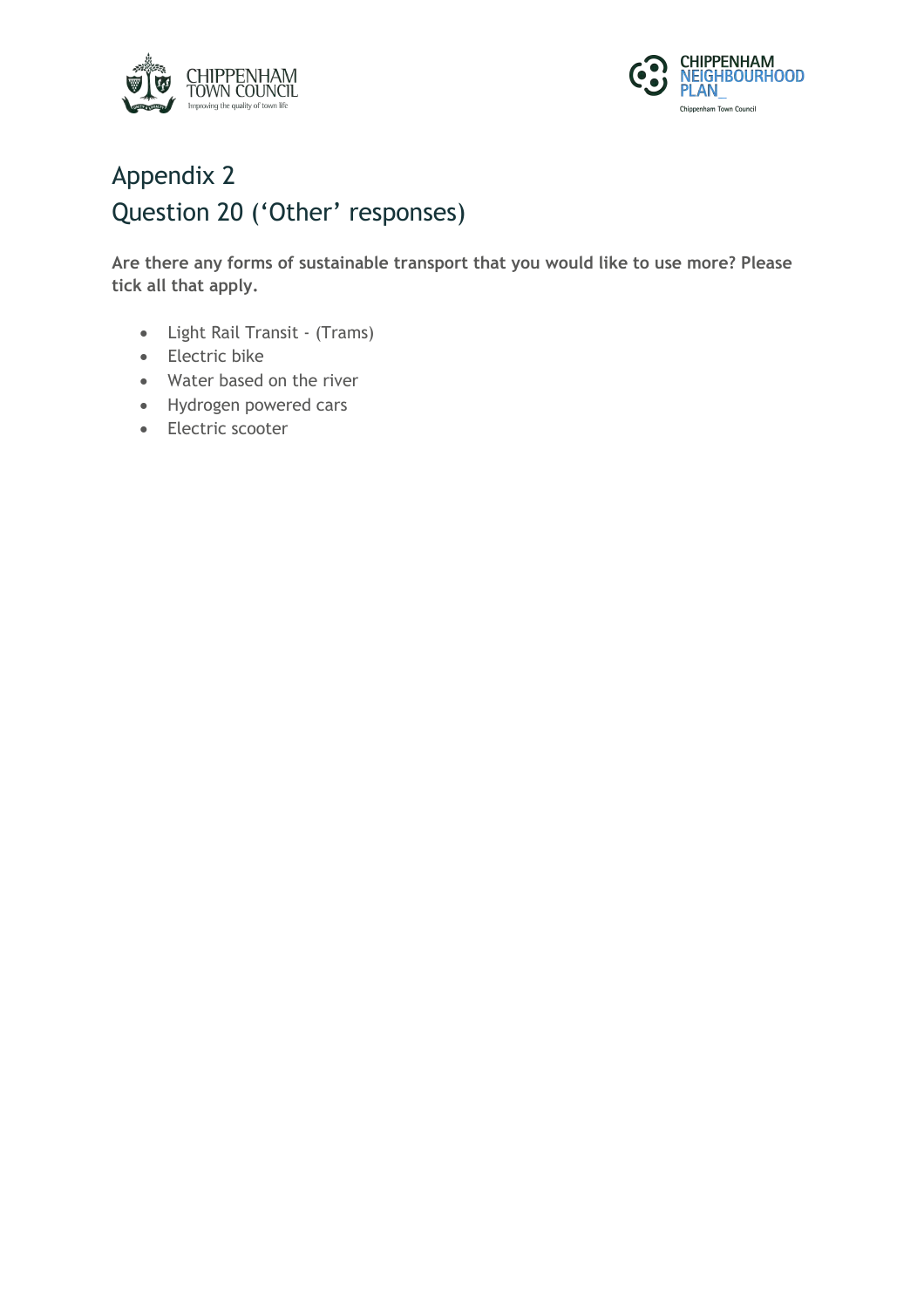# Appendix 2
# Question 20 ('Other' responses)

**Are there any forms of sustainable transport that you would like to use more? Please tick all that apply.**

- Light Rail Transit - (Trams)
- Electric bike
- Water based on the river
- Hydrogen powered cars
- Electric scooter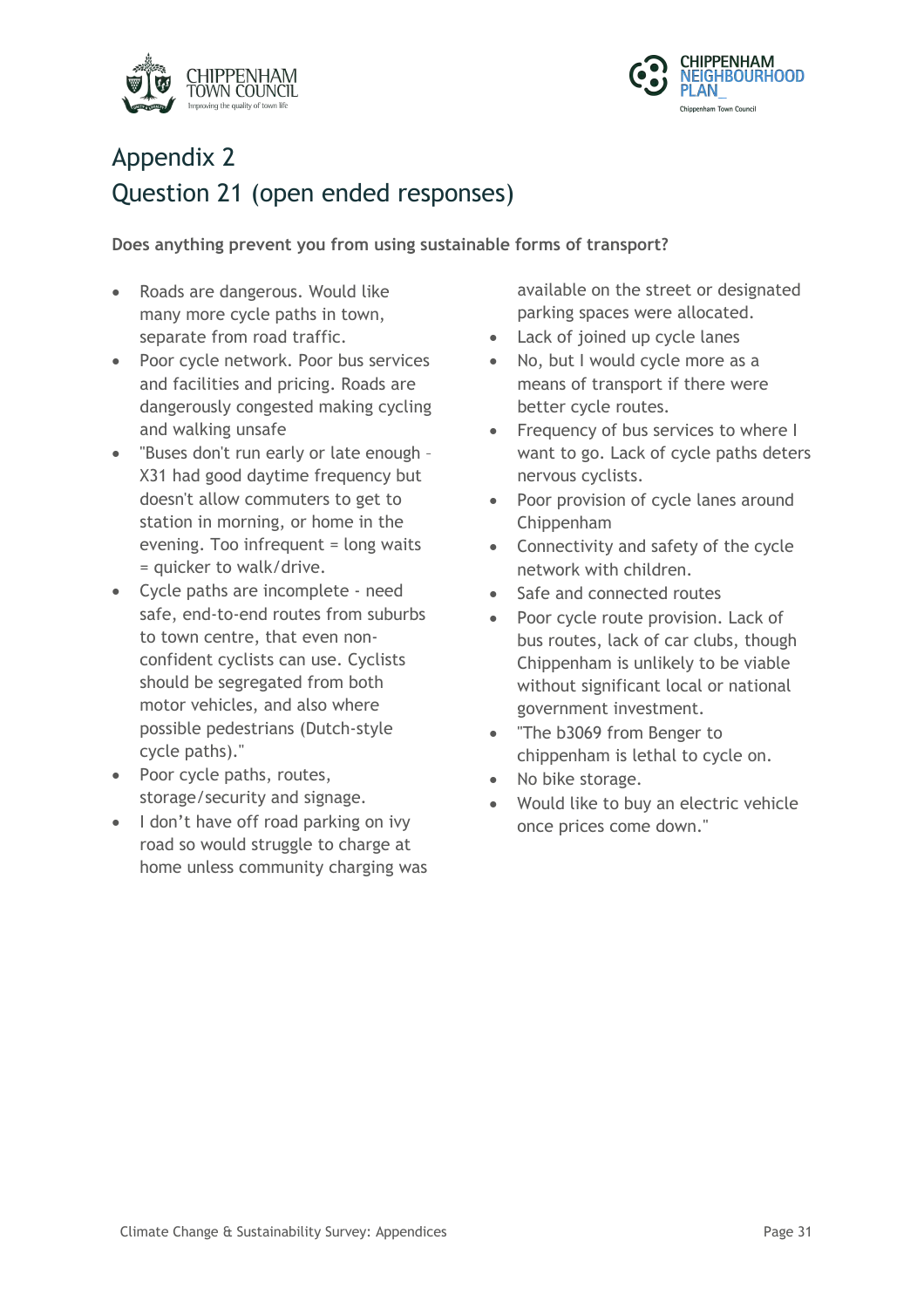# Appendix 2
## Question 21 (open ended responses)

**Does anything prevent you from using sustainable forms of transport?**

- Roads are dangerous. Would like many more cycle paths in town, separate from road traffic.
- Poor cycle network. Poor bus services and facilities and pricing. Roads are dangerously congested making cycling and walking unsafe
- "Buses don't run early or late enough – X31 had good daytime frequency but doesn't allow commuters to get to station in morning, or home in the evening. Too infrequent = long waits = quicker to walk/drive.
- Cycle paths are incomplete - need safe, end-to-end routes from suburbs to town centre, that even non-confident cyclists can use. Cyclists should be segregated from both motor vehicles, and also where possible pedestrians (Dutch-style cycle paths)."
- Poor cycle paths, routes, storage/security and signage.
- I don't have off road parking on ivy road so would struggle to charge at home unless community charging was available on the street or designated parking spaces were allocated.
- Lack of joined up cycle lanes
- No, but I would cycle more as a means of transport if there were better cycle routes.
- Frequency of bus services to where I want to go. Lack of cycle paths deters nervous cyclists.
- Poor provision of cycle lanes around Chippenham
- Connectivity and safety of the cycle network with children.
- Safe and connected routes
- Poor cycle route provision. Lack of bus routes, lack of car clubs, though Chippenham is unlikely to be viable without significant local or national government investment.
- "The b3069 from Benger to chippenham is lethal to cycle on.
- No bike storage.
- Would like to buy an electric vehicle once prices come down."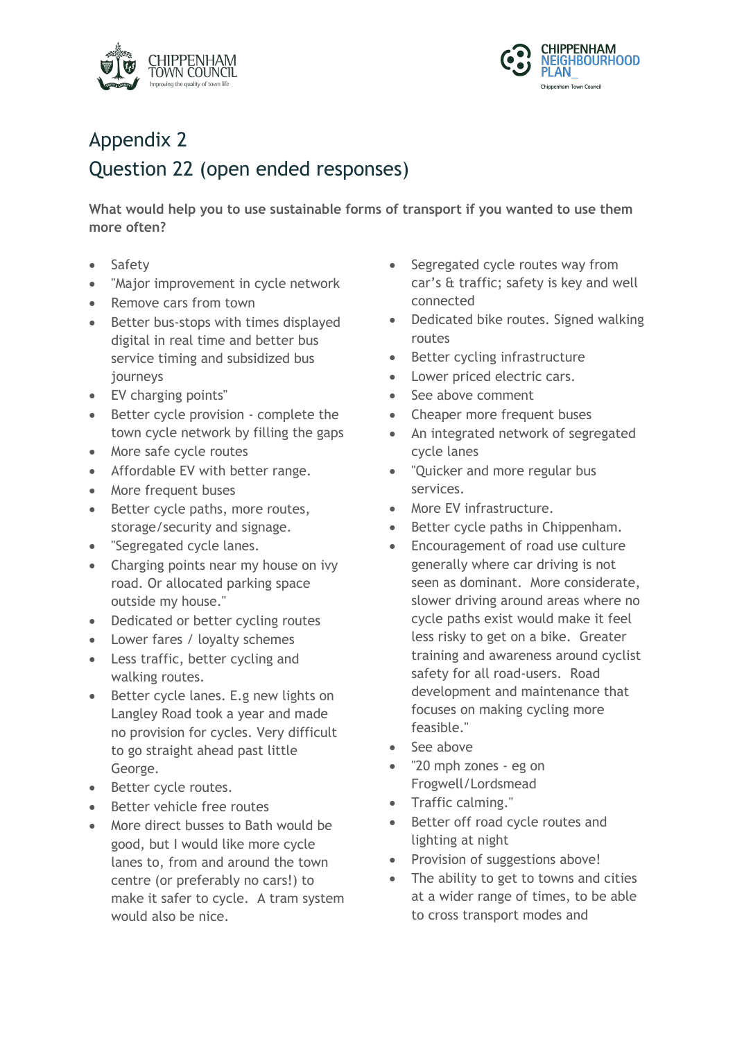# Appendix 2

## Question 22 (open ended responses)

**What would help you to use sustainable forms of transport if you wanted to use them more often?**

- Safety
- "Major improvement in cycle network
- Remove cars from town
- Better bus-stops with times displayed digital in real time and better bus service timing and subsidized bus journeys
- EV charging points"
- Better cycle provision - complete the town cycle network by filling the gaps
- More safe cycle routes
- Affordable EV with better range.
- More frequent buses
- Better cycle paths, more routes, storage/security and signage.
- "Segregated cycle lanes.
- Charging points near my house on ivy road. Or allocated parking space outside my house."
- Dedicated or better cycling routes
- Lower fares / loyalty schemes
- Less traffic, better cycling and walking routes.
- Better cycle lanes. E.g new lights on Langley Road took a year and made no provision for cycles. Very difficult to go straight ahead past little George.
- Better cycle routes.
- Better vehicle free routes
- More direct busses to Bath would be good, but I would like more cycle lanes to, from and around the town centre (or preferably no cars!) to make it safer to cycle. A tram system would also be nice.
- Segregated cycle routes way from car's & traffic; safety is key and well connected
- Dedicated bike routes. Signed walking routes
- Better cycling infrastructure
- Lower priced electric cars.
- See above comment
- Cheaper more frequent buses
- An integrated network of segregated cycle lanes
- "Quicker and more regular bus services.
- More EV infrastructure.
- Better cycle paths in Chippenham.
- Encouragement of road use culture generally where car driving is not seen as dominant. More considerate, slower driving around areas where no cycle paths exist would make it feel less risky to get on a bike. Greater training and awareness around cyclist safety for all road-users. Road development and maintenance that focuses on making cycling more feasible."
- See above
- "20 mph zones - eg on Frogwell/Lordsmead
- Traffic calming."
- Better off road cycle routes and lighting at night
- Provision of suggestions above!
- The ability to get to towns and cities at a wider range of times, to be able to cross transport modes and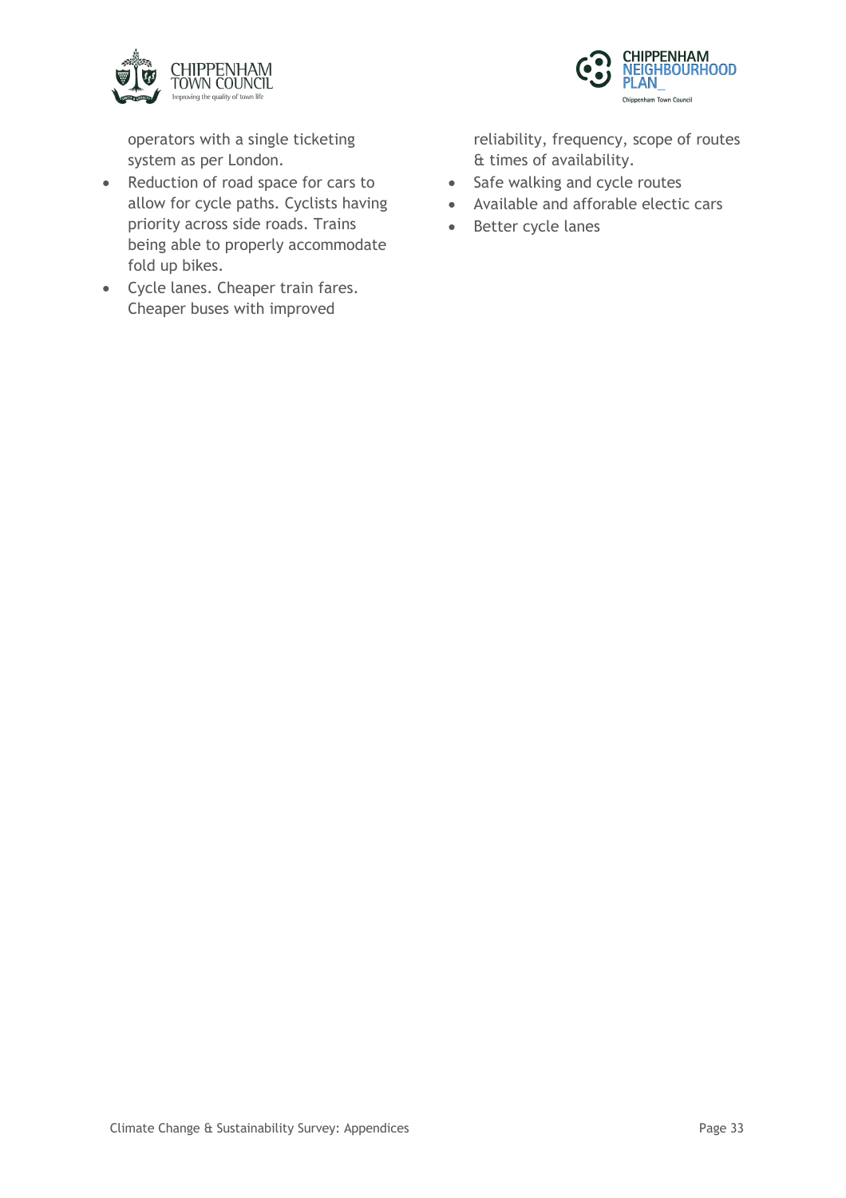operators with a single ticketing system as per London.

- Reduction of road space for cars to allow for cycle paths. Cyclists having priority across side roads. Trains being able to properly accommodate fold up bikes.
- Cycle lanes. Cheaper train fares. Cheaper buses with improved reliability, frequency, scope of routes & times of availability.
- Safe walking and cycle routes
- Available and afforable electic cars
- Better cycle lanes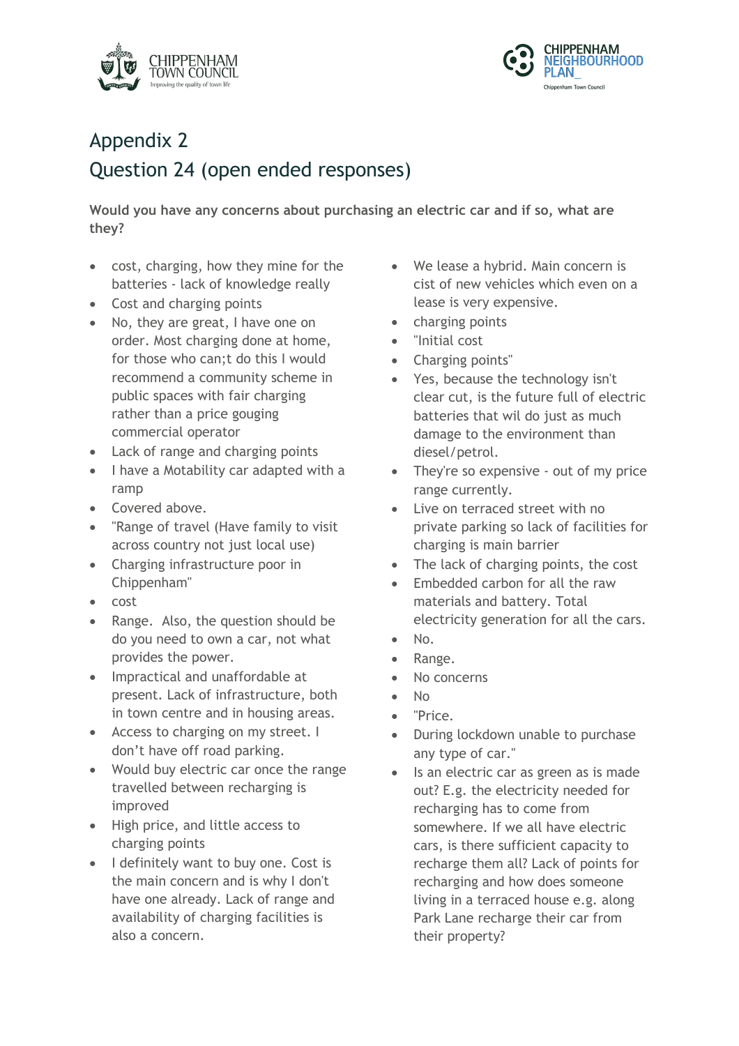# Appendix 2

## Question 24 (open ended responses)

**Would you have any concerns about purchasing an electric car and if so, what are they?**

- cost, charging, how they mine for the batteries - lack of knowledge really
- Cost and charging points
- No, they are great, I have one on order. Most charging done at home, for those who can;t do this I would recommend a community scheme in public spaces with fair charging rather than a price gouging commercial operator
- Lack of range and charging points
- I have a Motability car adapted with a ramp
- Covered above.
- "Range of travel (Have family to visit across country not just local use)
- Charging infrastructure poor in Chippenham"
- cost
- Range. Also, the question should be do you need to own a car, not what provides the power.
- Impractical and unaffordable at present. Lack of infrastructure, both in town centre and in housing areas.
- Access to charging on my street. I don't have off road parking.
- Would buy electric car once the range travelled between recharging is improved
- High price, and little access to charging points
- I definitely want to buy one. Cost is the main concern and is why I don't have one already. Lack of range and availability of charging facilities is also a concern.
- We lease a hybrid. Main concern is cist of new vehicles which even on a lease is very expensive.
- charging points
- "Initial cost
- Charging points"
- Yes, because the technology isn't clear cut, is the future full of electric batteries that wil do just as much damage to the environment than diesel/petrol.
- They're so expensive - out of my price range currently.
- Live on terraced street with no private parking so lack of facilities for charging is main barrier
- The lack of charging points, the cost
- Embedded carbon for all the raw materials and battery. Total electricity generation for all the cars.
- No.
- Range.
- No concerns
- No
- "Price.
- During lockdown unable to purchase any type of car."
- Is an electric car as green as is made out? E.g. the electricity needed for recharging has to come from somewhere. If we all have electric cars, is there sufficient capacity to recharge them all? Lack of points for recharging and how does someone living in a terraced house e.g. along Park Lane recharge their car from their property?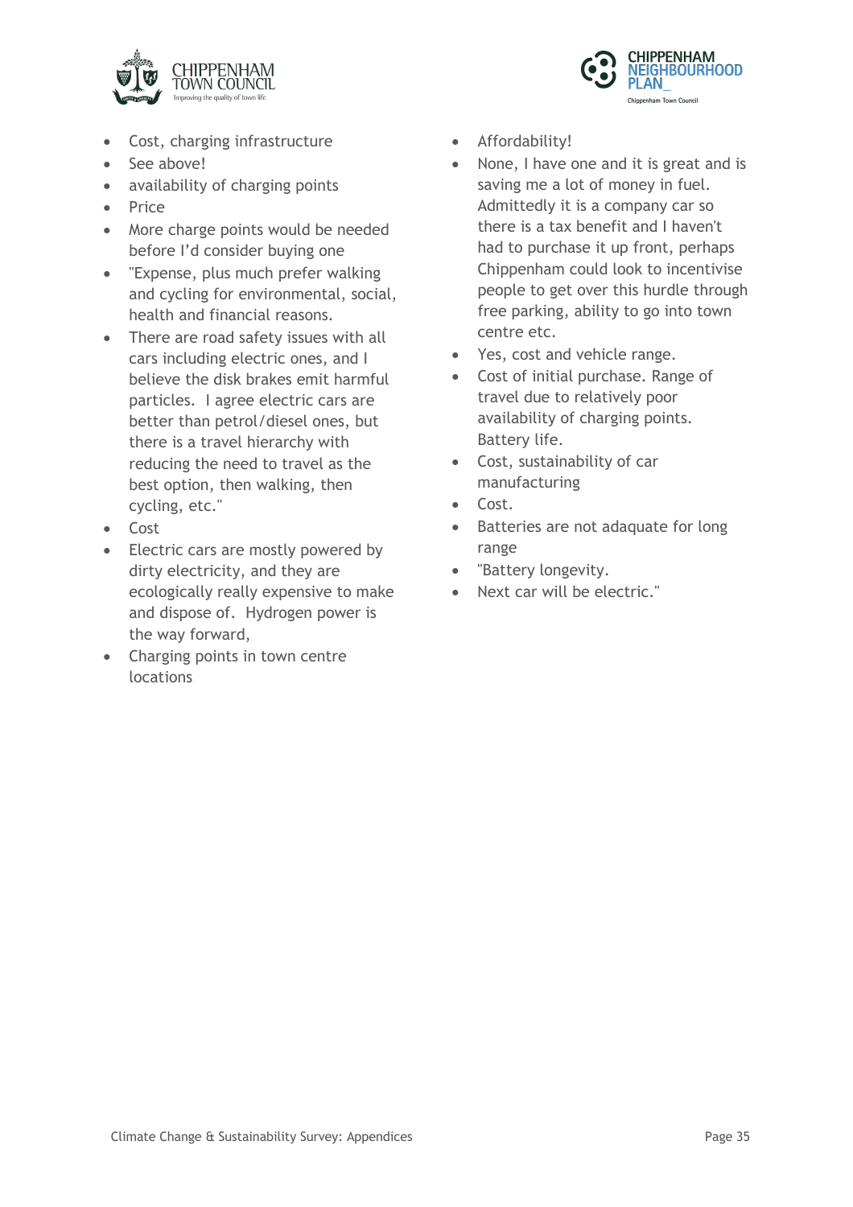- Cost, charging infrastructure
- See above!
- availability of charging points
- Price
- More charge points would be needed before I'd consider buying one
- "Expense, plus much prefer walking and cycling for environmental, social, health and financial reasons.
- There are road safety issues with all cars including electric ones, and I believe the disk brakes emit harmful particles. I agree electric cars are better than petrol/diesel ones, but there is a travel hierarchy with reducing the need to travel as the best option, then walking, then cycling, etc."
- Cost
- Electric cars are mostly powered by dirty electricity, and they are ecologically really expensive to make and dispose of. Hydrogen power is the way forward,
- Charging points in town centre locations
- Affordability!
- None, I have one and it is great and is saving me a lot of money in fuel. Admittedly it is a company car so there is a tax benefit and I haven't had to purchase it up front, perhaps Chippenham could look to incentivise people to get over this hurdle through free parking, ability to go into town centre etc.
- Yes, cost and vehicle range.
- Cost of initial purchase. Range of travel due to relatively poor availability of charging points. Battery life.
- Cost, sustainability of car manufacturing
- Cost.
- Batteries are not adaquate for long range
- "Battery longevity.
- Next car will be electric."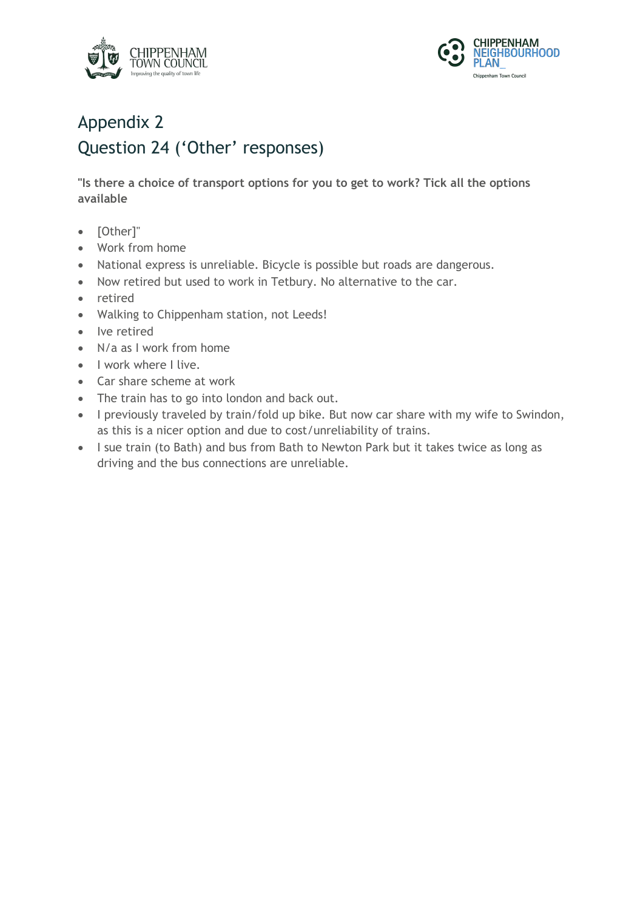# Appendix 2

## Question 24 ('Other' responses)

**"Is there a choice of transport options for you to get to work? Tick all the options available**

- [Other]"
- Work from home
- National express is unreliable. Bicycle is possible but roads are dangerous.
- Now retired but used to work in Tetbury. No alternative to the car.
- retired
- Walking to Chippenham station, not Leeds!
- Ive retired
- N/a as I work from home
- I work where I live.
- Car share scheme at work
- The train has to go into london and back out.
- I previously traveled by train/fold up bike. But now car share with my wife to Swindon, as this is a nicer option and due to cost/unreliability of trains.
- I sue train (to Bath) and bus from Bath to Newton Park but it takes twice as long as driving and the bus connections are unreliable.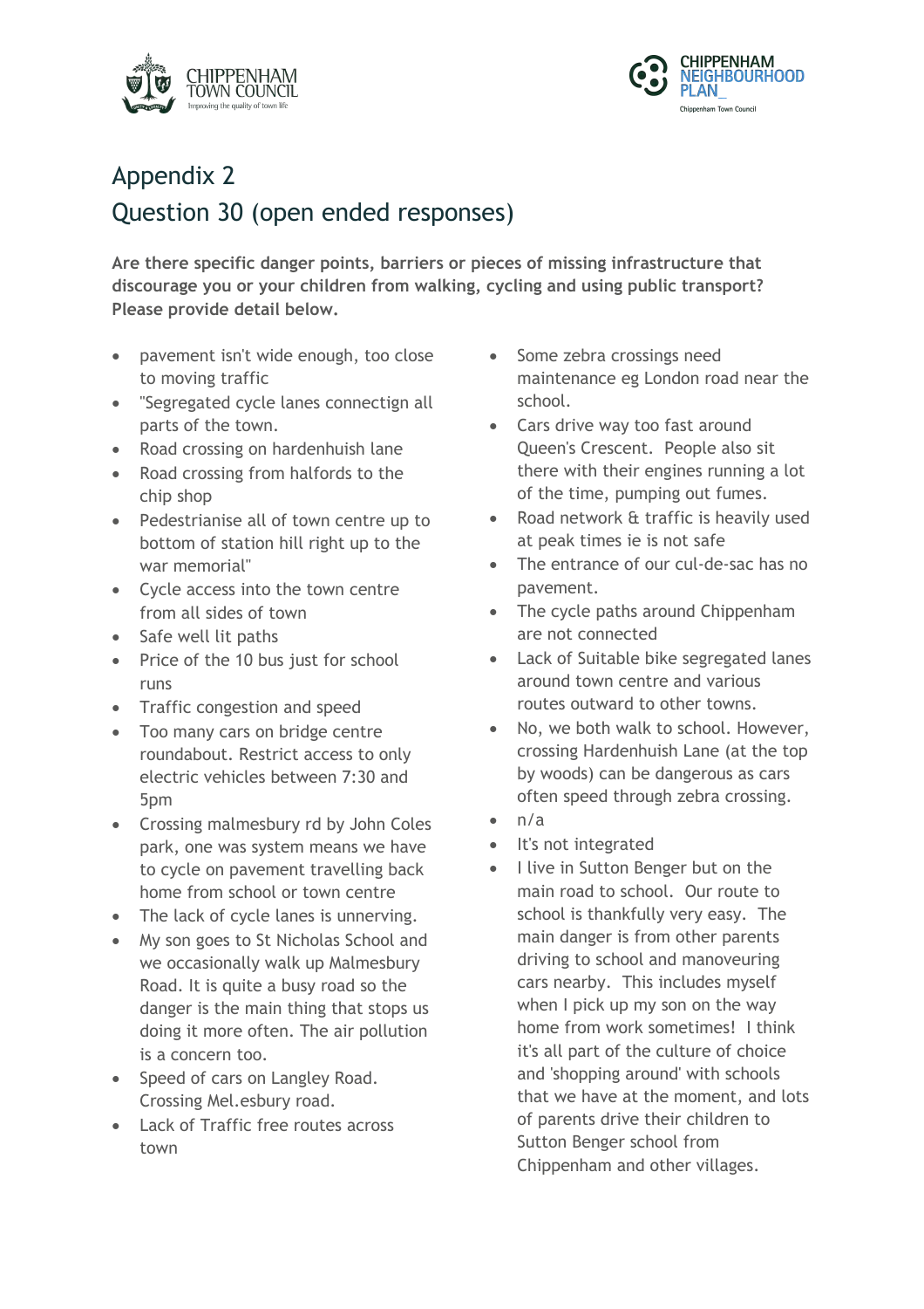# Appendix 2

## Question 30 (open ended responses)

**Are there specific danger points, barriers or pieces of missing infrastructure that discourage you or your children from walking, cycling and using public transport? Please provide detail below.**

- pavement isn't wide enough, too close to moving traffic
- "Segregated cycle lanes connectign all parts of the town.
- Road crossing on hardenhuish lane
- Road crossing from halfords to the chip shop
- Pedestrianise all of town centre up to bottom of station hill right up to the war memorial"
- Cycle access into the town centre from all sides of town
- Safe well lit paths
- Price of the 10 bus just for school runs
- Traffic congestion and speed
- Too many cars on bridge centre roundabout. Restrict access to only electric vehicles between 7:30 and 5pm
- Crossing malmesbury rd by John Coles park, one was system means we have to cycle on pavement travelling back home from school or town centre
- The lack of cycle lanes is unnerving.
- My son goes to St Nicholas School and we occasionally walk up Malmesbury Road. It is quite a busy road so the danger is the main thing that stops us doing it more often. The air pollution is a concern too.
- Speed of cars on Langley Road. Crossing Mel.esbury road.
- Lack of Traffic free routes across town
- Some zebra crossings need maintenance eg London road near the school.
- Cars drive way too fast around Queen's Crescent. People also sit there with their engines running a lot of the time, pumping out fumes.
- Road network & traffic is heavily used at peak times ie is not safe
- The entrance of our cul-de-sac has no pavement.
- The cycle paths around Chippenham are not connected
- Lack of Suitable bike segregated lanes around town centre and various routes outward to other towns.
- No, we both walk to school. However, crossing Hardenhuish Lane (at the top by woods) can be dangerous as cars often speed through zebra crossing.
- n/a
- It's not integrated
- I live in Sutton Benger but on the main road to school. Our route to school is thankfully very easy. The main danger is from other parents driving to school and manoeuvring cars nearby. This includes myself when I pick up my son on the way home from work sometimes! I think it's all part of the culture of choice and 'shopping around' with schools that we have at the moment, and lots of parents drive their children to Sutton Benger school from Chippenham and other villages.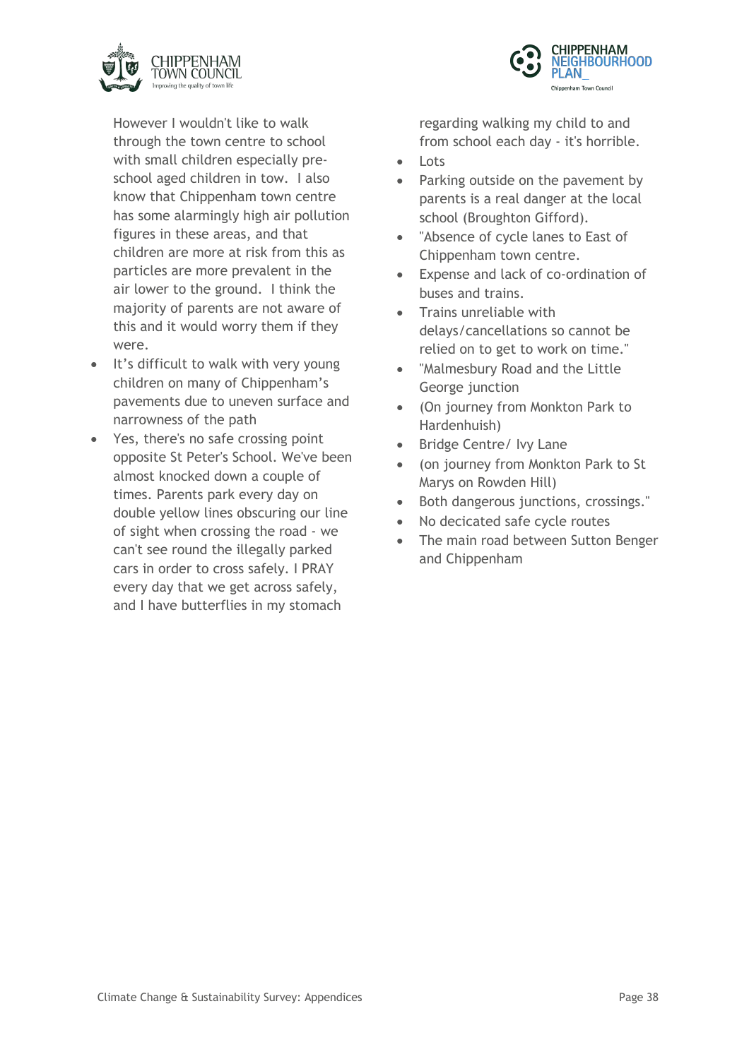However I wouldn't like to walk through the town centre to school with small children especially pre-school aged children in tow. I also know that Chippenham town centre has some alarmingly high air pollution figures in these areas, and that children are more at risk from this as particles are more prevalent in the air lower to the ground. I think the majority of parents are not aware of this and it would worry them if they were.

- It's difficult to walk with very young children on many of Chippenham's pavements due to uneven surface and narrowness of the path
- Yes, there's no safe crossing point opposite St Peter's School. We've been almost knocked down a couple of times. Parents park every day on double yellow lines obscuring our line of sight when crossing the road - we can't see round the illegally parked cars in order to cross safely. I PRAY every day that we get across safely, and I have butterflies in my stomach regarding walking my child to and from school each day - it's horrible.
- Lots
- Parking outside on the pavement by parents is a real danger at the local school (Broughton Gifford).
- "Absence of cycle lanes to East of Chippenham town centre.
- Expense and lack of co-ordination of buses and trains.
- Trains unreliable with delays/cancellations so cannot be relied on to get to work on time."
- "Malmesbury Road and the Little George junction
- (On journey from Monkton Park to Hardenhuish)
- Bridge Centre/ Ivy Lane
- (on journey from Monkton Park to St Marys on Rowden Hill)
- Both dangerous junctions, crossings."
- No decicated safe cycle routes
- The main road between Sutton Benger and Chippenham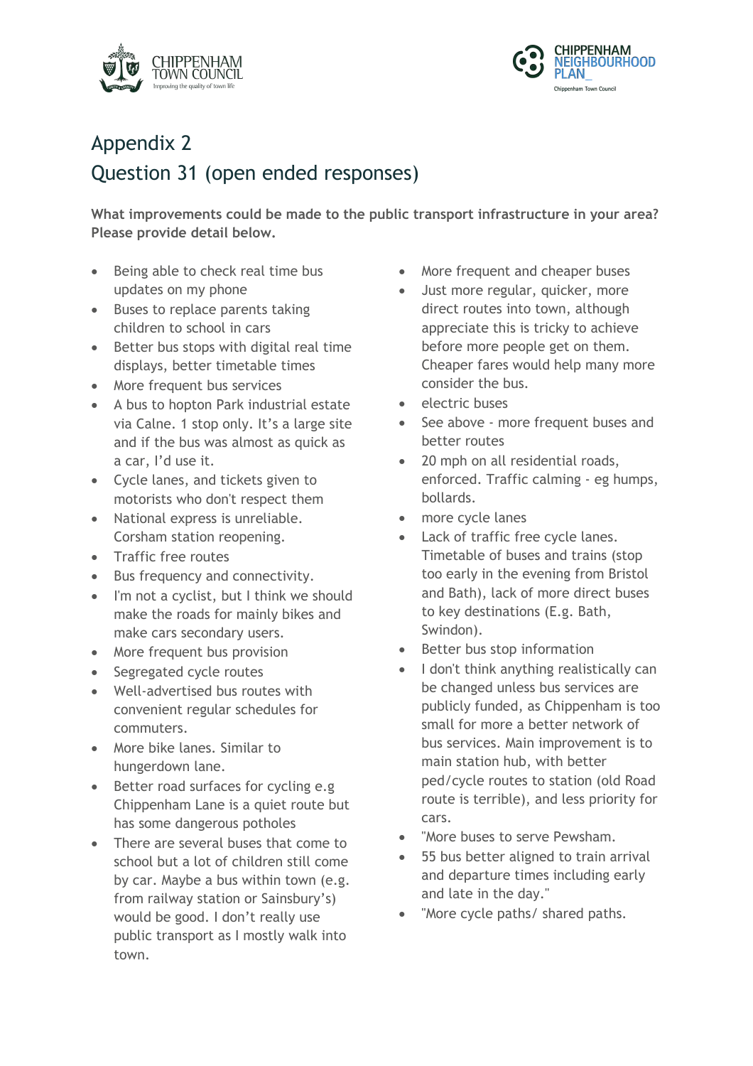# Appendix 2

## Question 31 (open ended responses)

**What improvements could be made to the public transport infrastructure in your area? Please provide detail below.**

- Being able to check real time bus updates on my phone
- Buses to replace parents taking children in school in cars
- Better bus stops with digital real time displays, better timetable times
- More frequent bus services
- A bus to hopton Park industrial estate via Calne. 1 stop only. It's a large site and if the bus was almost as quick as a car, I'd use it.
- Cycle lanes, and tickets given to motorists who don't respect them
- National express is unreliable. Corsham station reopening.
- Traffic free routes
- Bus frequency and connectivity.
- I'm not a cyclist, but I think we should make the roads for mainly bikes and make cars secondary users.
- More frequent bus provision
- Segregated cycle routes
- Well-advertised bus routes with convenient regular schedules for commuters.
- More bike lanes. Similar to hungerdown lane.
- Better road surfaces for cycling e.g Chippenham Lane is a quiet route but has some dangerous potholes
- There are several buses that come to school but a lot of children still come by car. Maybe a bus within town (e.g. from railway station or Sainsbury's) would be good. I don't really use public transport as I mostly walk into town.
- More frequent and cheaper buses
- Just more regular, quicker, more direct routes into town, although appreciate this is tricky to achieve before more people get on them. Cheaper fares would help many more consider the bus.
- electric buses
- See above - more frequent buses and better routes
- 20 mph on all residential roads, enforced. Traffic calming - eg humps, bollards.
- more cycle lanes
- Lack of traffic free cycle lanes. Timetable of buses and trains (stop too early in the evening from Bristol and Bath), lack of more direct buses to key destinations (E.g. Bath, Swindon).
- Better bus stop information
- I don't think anything realistically can be changed unless bus services are publicly funded, as Chippenham is too small for more a better network of bus services. Main improvement is to main station hub, with better ped/cycle routes to station (old Road route is terrible), and less priority for cars.
- "More buses to serve Pewsham.
- 55 bus better aligned to train arrival and departure times including early and late in the day."
- "More cycle paths/ shared paths.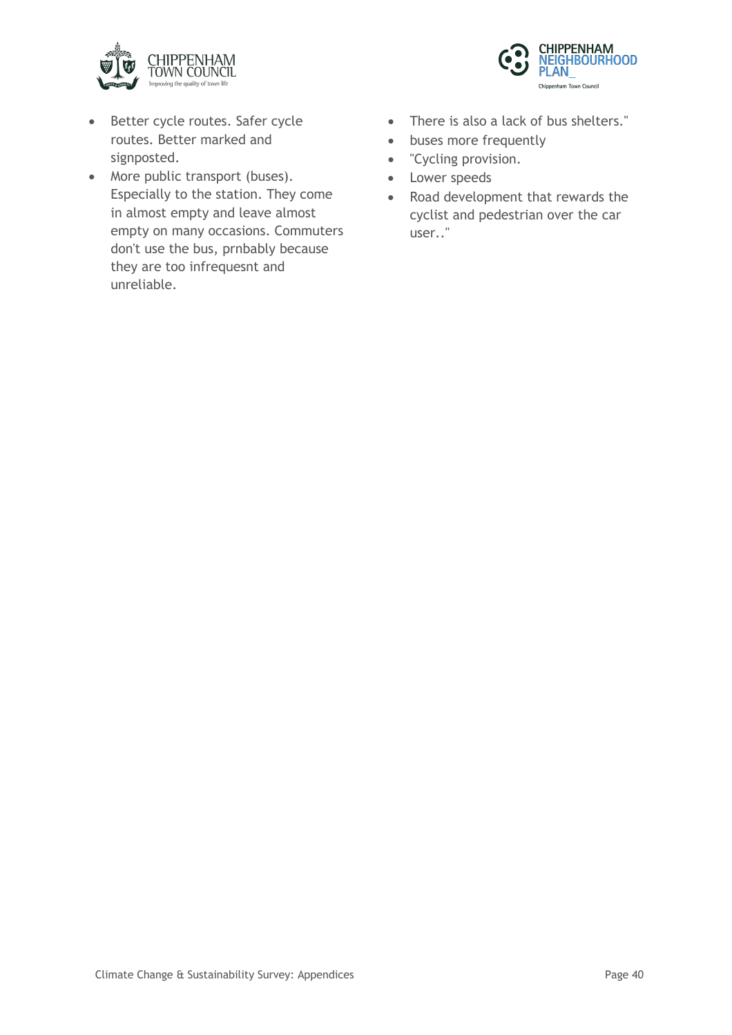- Better cycle routes. Safer cycle routes. Better marked and signposted.
- More public transport (buses). Especially to the station. They come in almost empty and leave almost empty on many occasions. Commuters don't use the bus, prnbably because they are too infrequesnt and unreliable.
- There is also a lack of bus shelters."
- buses more frequently
- "Cycling provision.
- Lower speeds
- Road development that rewards the cyclist and pedestrian over the car user.."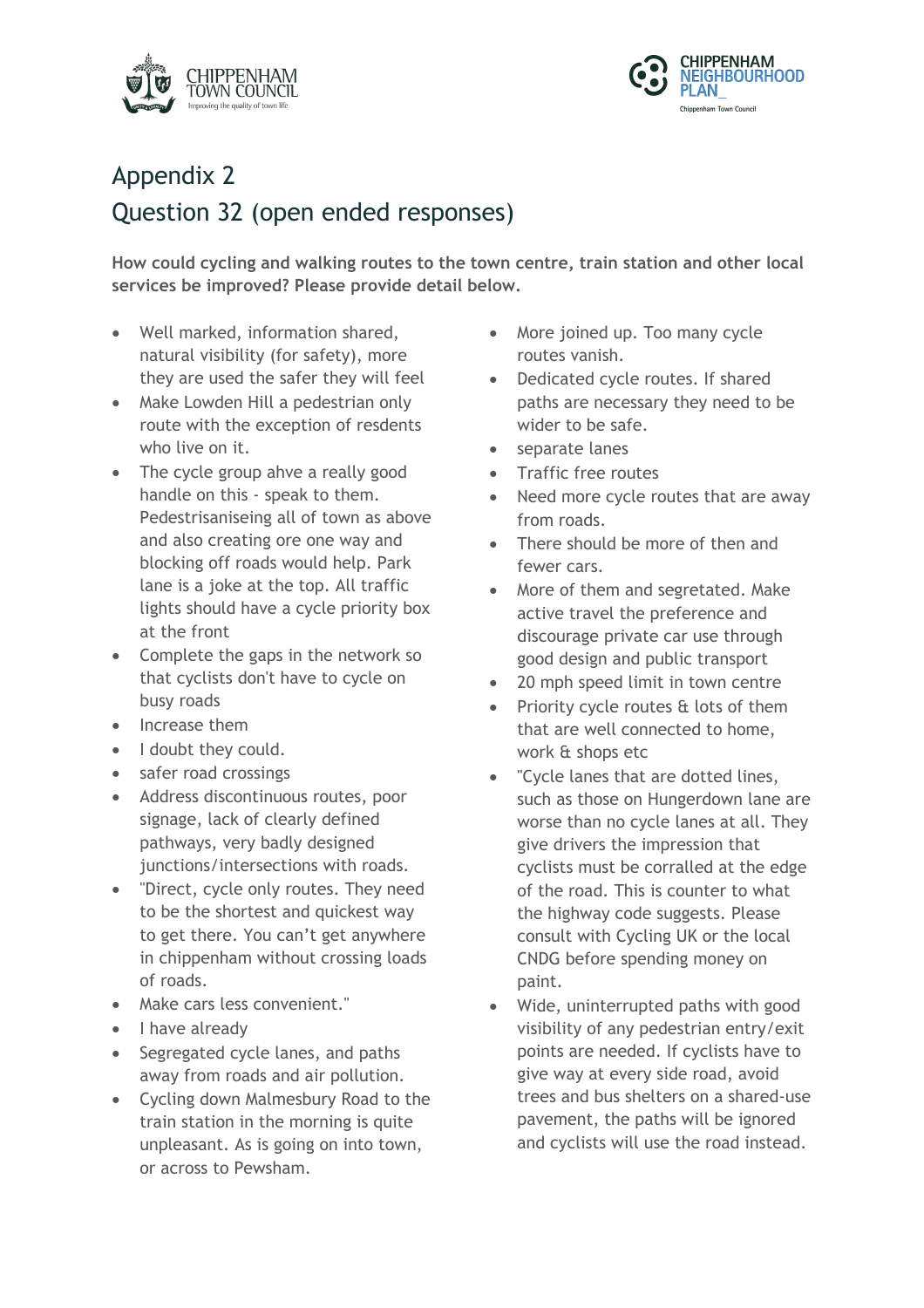## Appendix 2

## Question 32 (open ended responses)

**How could cycling and walking routes to the town centre, train station and other local services be improved? Please provide detail below.**

- Well marked, information shared, natural visibility (for safety), more they are used the safer they will feel
- Make Lowden Hill a pedestrian only route with the exception of resdents who live on it.
- The cycle group ahve a really good handle on this - speak to them. Pedestrisaniseing all of town as above and also creating ore one way and blocking off roads would help. Park lane is a joke at the top. All traffic lights should have a cycle priority box at the front
- Complete the gaps in the network so that cyclists don't have to cycle on busy roads
- Increase them
- I doubt they could.
- safer road crossings
- Address discontinuous routes, poor signage, lack of clearly defined pathways, very badly designed junctions/intersections with roads.
- "Direct, cycle only routes. They need to be the shortest and quickest way to get there. You can't get anywhere in chippenham without crossing loads of roads.
- Make cars less convenient."
- I have already
- Segregated cycle lanes, and paths away from roads and air pollution.
- Cycling down Malmesbury Road to the train station in the morning is quite unpleasant. As is going on into town, or across to Pewsham.
- More joined up. Too many cycle routes vanish.
- Dedicated cycle routes. If shared paths are necessary they need to be wider to be safe.
- separate lanes
- Traffic free routes
- Need more cycle routes that are away from roads.
- There should be more of then and fewer cars.
- More of them and segretated. Make active travel the preference and discourage private car use through good design and public transport
- 20 mph speed limit in town centre
- Priority cycle routes & lots of them that are well connected to home, work & shops etc
- "Cycle lanes that are dotted lines, such as those on Hungerdown lane are worse than no cycle lanes at all. They give drivers the impression that cyclists must be corralled at the edge of the road. This is counter to what the highway code suggests. Please consult with Cycling UK or the local CNDG before spending money on paint.
- Wide, uninterrupted paths with good visibility of any pedestrian entry/exit points are needed. If cyclists have to give way at every side road, avoid trees and bus shelters on a shared-use pavement, the paths will be ignored and cyclists will use the road instead.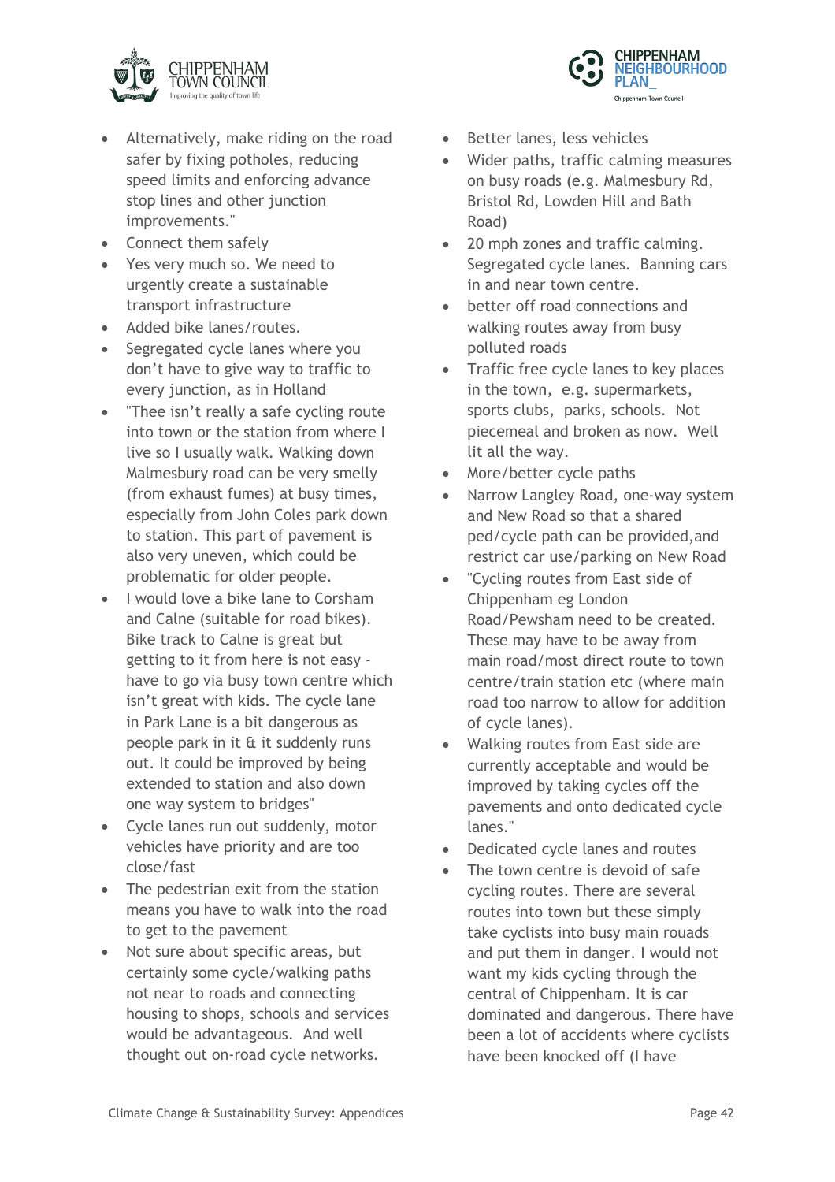- Alternatively, make riding on the road safer by fixing potholes, reducing speed limits and enforcing advance stop lines and other junction improvements."
- Connect them safely
- Yes very much so. We need to urgently create a sustainable transport infrastructure
- Added bike lanes/routes.
- Segregated cycle lanes where you don't have to give way to traffic to every junction, as in Holland
- "Thee isn't really a safe cycling route into town or the station from where I live so I usually walk. Walking down Malmesbury road can be very smelly (from exhaust fumes) at busy times, especially from John Coles park down to station. This part of pavement is also very uneven, which could be problematic for older people.
- I would love a bike lane to Corsham and Calne (suitable for road bikes). Bike track to Calne is great but getting to it from here is not easy - have to go via busy town centre which isn't great with kids. The cycle lane in Park Lane is a bit dangerous as people park in it & it suddenly runs out. It could be improved by being extended to station and also down one way system to bridges"
- Cycle lanes run out suddenly, motor vehicles have priority and are too close/fast
- The pedestrian exit from the station means you have to walk into the road to get to the pavement
- Not sure about specific areas, but certainly some cycle/walking paths not near to roads and connecting housing to shops, schools and services would be advantageous. And well thought out on-road cycle networks.
- Better lanes, less vehicles
- Wider paths, traffic calming measures on busy roads (e.g. Malmesbury Rd, Bristol Rd, Lowden Hill and Bath Road)
- 20 mph zones and traffic calming. Segregated cycle lanes. Banning cars in and near town centre.
- better off road connections and walking routes away from busy polluted roads
- Traffic free cycle lanes to key places in the town, e.g. supermarkets, sports clubs, parks, schools. Not piecemeal and broken as now. Well lit all the way.
- More/better cycle paths
- Narrow Langley Road, one-way system and New Road so that a shared ped/cycle path can be provided,and restrict car use/parking on New Road
- "Cycling routes from East side of Chippenham eg London Road/Pewsham need to be created. These may have to be away from main road/most direct route to town centre/train station etc (where main road too narrow to allow for addition of cycle lanes).
- Walking routes from East side are currently acceptable and would be improved by taking cycles off the pavements and onto dedicated cycle lanes."
- Dedicated cycle lanes and routes
- The town centre is devoid of safe cycling routes. There are several routes into town but these simply take cyclists into busy main rouads and put them in danger. I would not want my kids cycling through the central of Chippenham. It is car dominated and dangerous. There have been a lot of accidents where cyclists have been knocked off (I have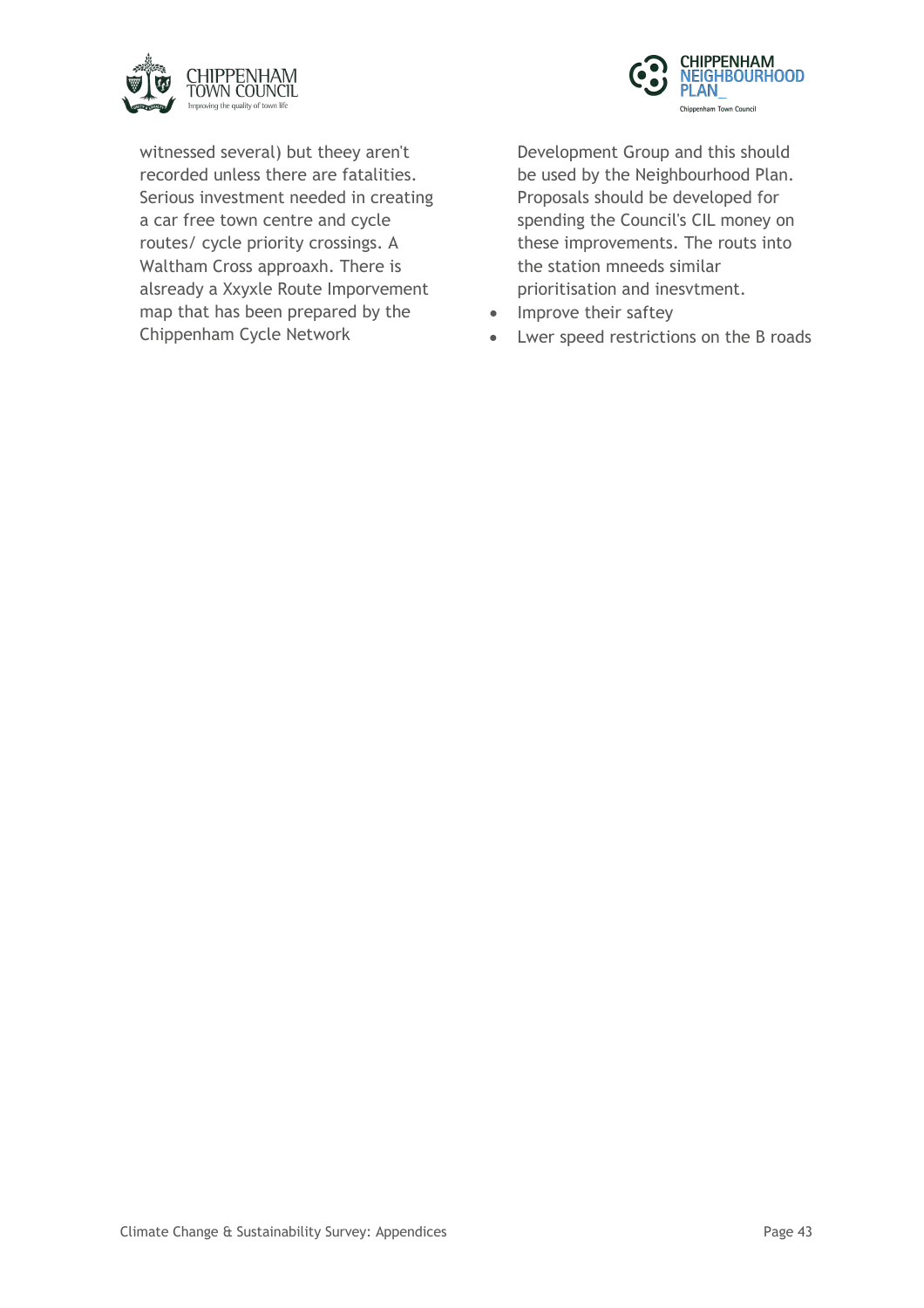witnessed several) but theey aren't recorded unless there are fatalities. Serious investment needed in creating a car free town centre and cycle routes/ cycle priority crossings. A Waltham Cross approaxh. There is alsready a Xxyxle Route Imporvement map that has been prepared by the Chippenham Cycle Network Development Group and this should be used by the Neighbourhood Plan. Proposals should be developed for spending the Council's CIL money on these improvements. The routs into the station mneeds similar prioritisation and inesvtment.

- Improve their saftey
- Lwer speed restrictions on the B roads